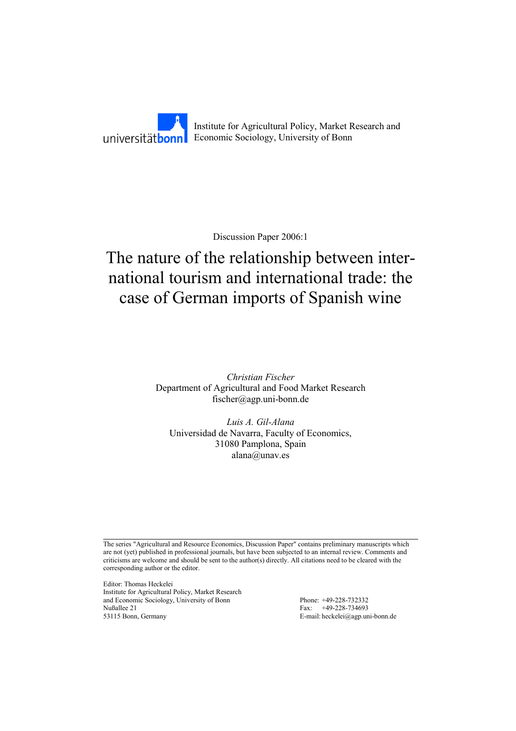universitätbonn Institute for Agricultural Policy, Market Research and Economic Sociology, University of Bonn

Discussion Paper 2006:1

# The nature of the relationship between international tourism and international trade: the case of German imports of Spanish wine

*Christian Fischer*
Department of Agricultural and Food Market Research
fischer@agp.uni-bonn.de

*Luis A. Gil-Alana*
Universidad de Navarra, Faculty of Economics,
31080 Pamplona, Spain
alana@unav.es

---

The series "Agricultural and Resource Economics, Discussion Paper" contains preliminary manuscripts which are not (yet) published in professional journals, but have been subjected to an internal review. Comments and criticisms are welcome and should be sent to the author(s) directly. All citations need to be cleared with the corresponding author or the editor.

Editor: Thomas Heckelei
Institute for Agricultural Policy, Market Research
and Economic Sociology, University of Bonn
Nußallee 21
53115 Bonn, Germany

Phone: +49-228-732332
Fax: +49-228-734693
E-mail: heckelei@agp.uni-bonn.de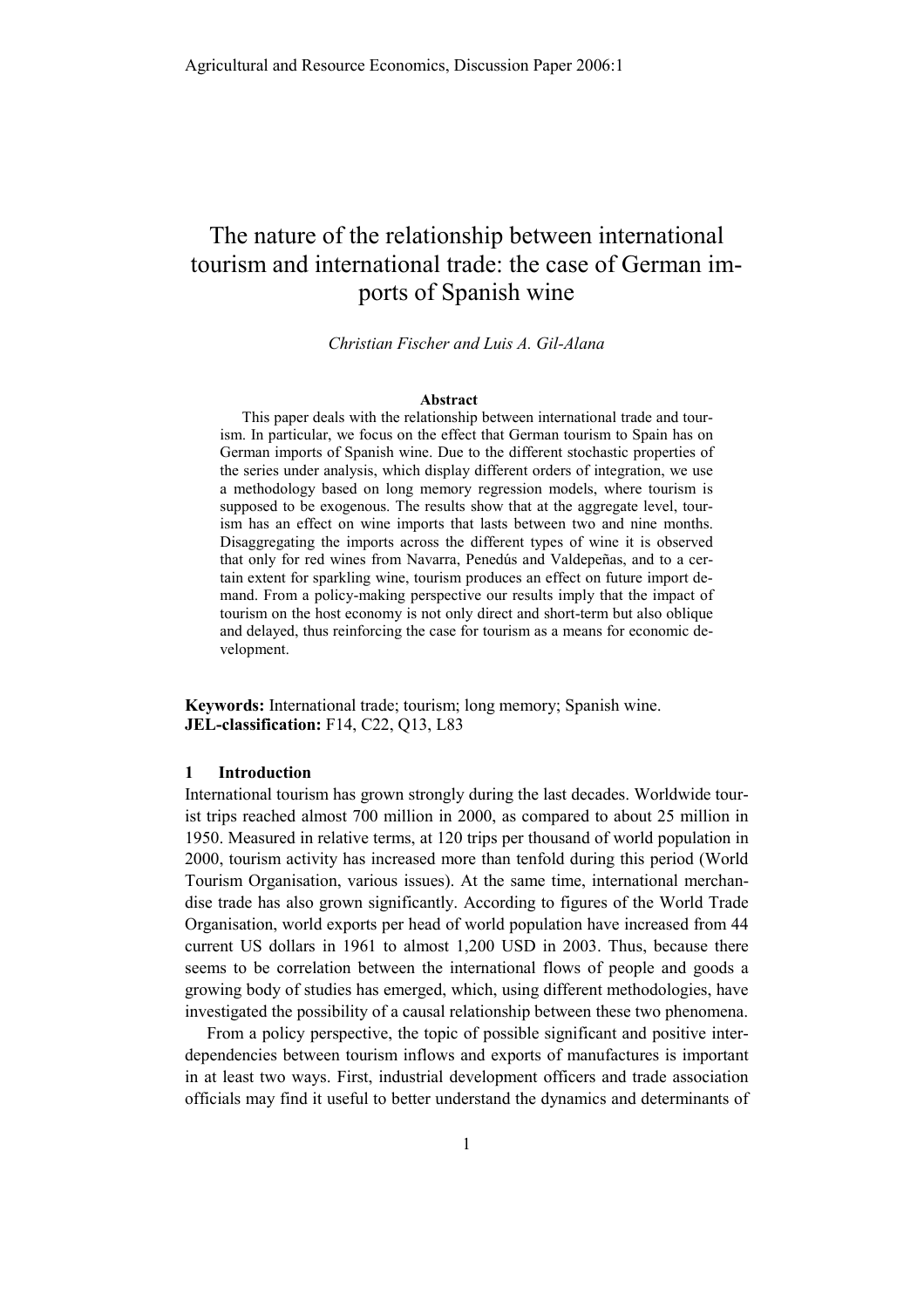# The nature of the relationship between international tourism and international trade: the case of German imports of Spanish wine

*Christian Fischer and Luis A. Gil-Alana*

**Abstract**

This paper deals with the relationship between international trade and tourism. In particular, we focus on the effect that German tourism to Spain has on German imports of Spanish wine. Due to the different stochastic properties of the series under analysis, which display different orders of integration, we use a methodology based on long memory regression models, where tourism is supposed to be exogenous. The results show that at the aggregate level, tourism has an effect on wine imports that lasts between two and nine months. Disaggregating the imports across the different types of wine it is observed that only for red wines from Navarra, Penedús and Valdepeñas, and to a certain extent for sparkling wine, tourism produces an effect on future import demand. From a policy-making perspective our results imply that the impact of tourism on the host economy is not only direct and short-term but also oblique and delayed, thus reinforcing the case for tourism as a means for economic development.

**Keywords:** International trade; tourism; long memory; Spanish wine.
**JEL-classification:** F14, C22, Q13, L83

## 1 Introduction

International tourism has grown strongly during the last decades. Worldwide tourist trips reached almost 700 million in 2000, as compared to about 25 million in 1950. Measured in relative terms, at 120 trips per thousand of world population in 2000, tourism activity has increased more than tenfold during this period (World Tourism Organisation, various issues). At the same time, international merchandise trade has also grown significantly. According to figures of the World Trade Organisation, world exports per head of world population have increased from 44 current US dollars in 1961 to almost 1,200 USD in 2003. Thus, because there seems to be correlation between the international flows of people and goods a growing body of studies has emerged, which, using different methodologies, have investigated the possibility of a causal relationship between these two phenomena.

From a policy perspective, the topic of possible significant and positive interdependencies between tourism inflows and exports of manufactures is important in at least two ways. First, industrial development officers and trade association officials may find it useful to better understand the dynamics and determinants of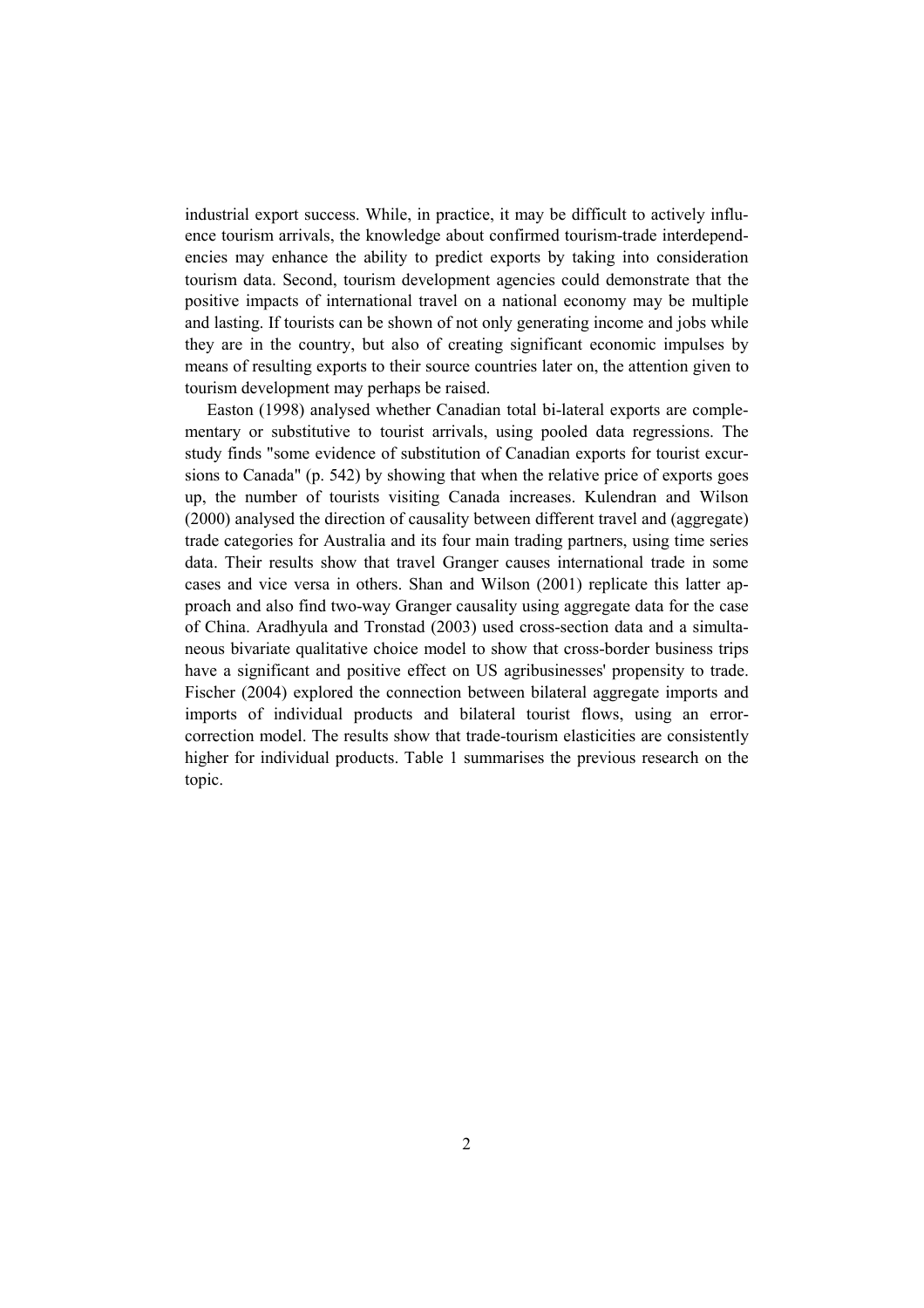industrial export success. While, in practice, it may be difficult to actively influence tourism arrivals, the knowledge about confirmed tourism-trade interdependencies may enhance the ability to predict exports by taking into consideration tourism data. Second, tourism development agencies could demonstrate that the positive impacts of international travel on a national economy may be multiple and lasting. If tourists can be shown of not only generating income and jobs while they are in the country, but also of creating significant economic impulses by means of resulting exports to their source countries later on, the attention given to tourism development may perhaps be raised.

Easton (1998) analysed whether Canadian total bi-lateral exports are complementary or substitutive to tourist arrivals, using pooled data regressions. The study finds "some evidence of substitution of Canadian exports for tourist excursions to Canada" (p. 542) by showing that when the relative price of exports goes up, the number of tourists visiting Canada increases. Kulendran and Wilson (2000) analysed the direction of causality between different travel and (aggregate) trade categories for Australia and its four main trading partners, using time series data. Their results show that travel Granger causes international trade in some cases and vice versa in others. Shan and Wilson (2001) replicate this latter approach and also find two-way Granger causality using aggregate data for the case of China. Aradhyula and Tronstad (2003) used cross-section data and a simultaneous bivariate qualitative choice model to show that cross-border business trips have a significant and positive effect on US agribusinesses' propensity to trade. Fischer (2004) explored the connection between bilateral aggregate imports and imports of individual products and bilateral tourist flows, using an error-correction model. The results show that trade-tourism elasticities are consistently higher for individual products. Table 1 summarises the previous research on the topic.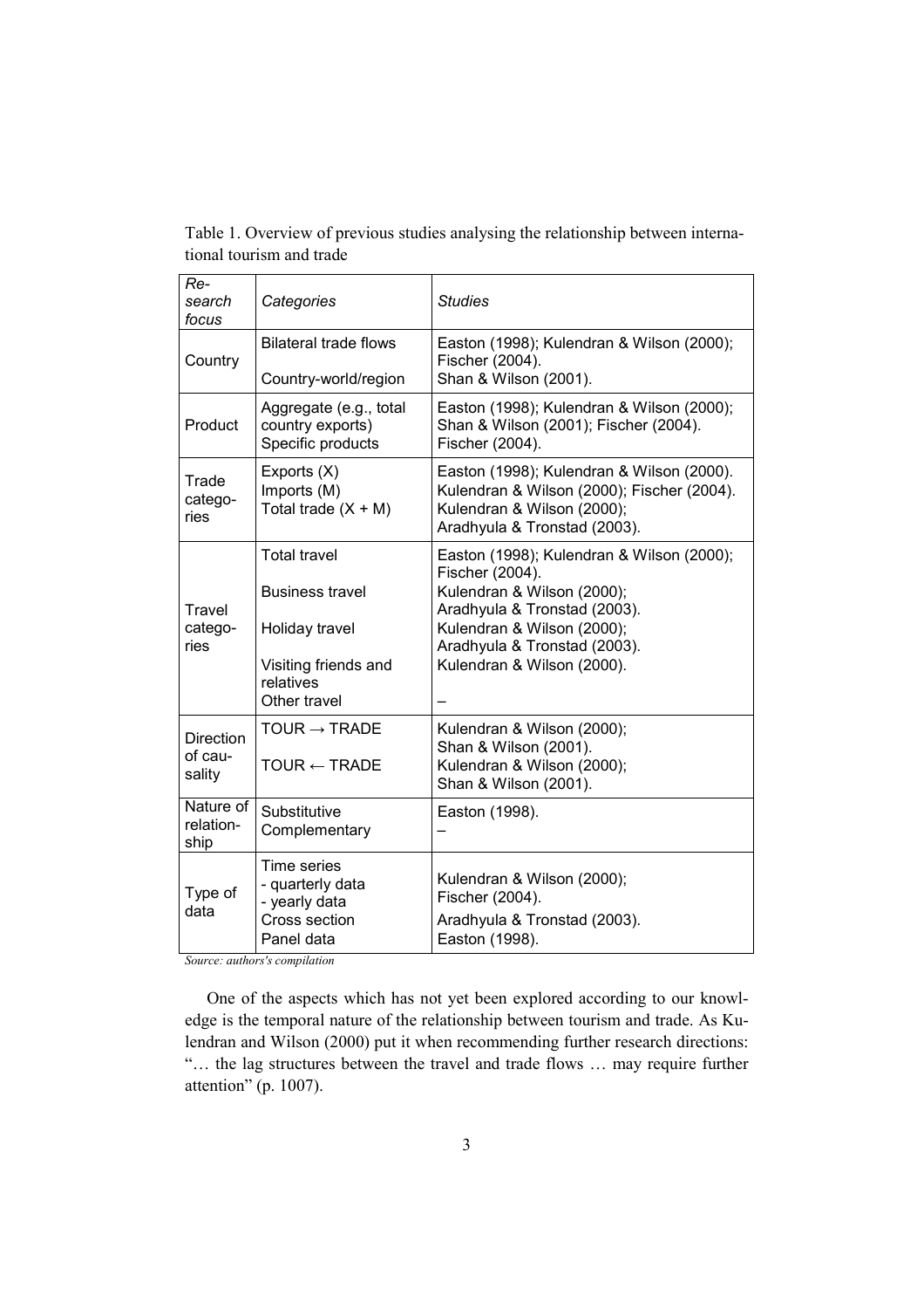Table 1. Overview of previous studies analysing the relationship between international tourism and trade

| *Research focus* | *Categories* | *Studies* |
|---|---|---|
| Country | Bilateral trade flows | Easton (1998); Kulendran & Wilson (2000); Fischer (2004). |
| | Country-world/region | Shan & Wilson (2001). |
| Product | Aggregate (e.g., total country exports) | Easton (1998); Kulendran & Wilson (2000); Shan & Wilson (2001); Fischer (2004). |
| | Specific products | Fischer (2004). |
| Trade categories | Exports (X) | Easton (1998); Kulendran & Wilson (2000). |
| | Imports (M) | Kulendran & Wilson (2000); Fischer (2004). |
| | Total trade (X + M) | Kulendran & Wilson (2000); Aradhyula & Tronstad (2003). |
| Travel categories | Total travel | Easton (1998); Kulendran & Wilson (2000); Fischer (2004). |
| | Business travel | Kulendran & Wilson (2000); Aradhyula & Tronstad (2003). |
| | Holiday travel | Kulendran & Wilson (2000); Aradhyula & Tronstad (2003). |
| | Visiting friends and relatives | Kulendran & Wilson (2000). |
| | Other travel | – |
| Direction of causality | TOUR → TRADE | Kulendran & Wilson (2000); Shan & Wilson (2001). |
| | TOUR ← TRADE | Kulendran & Wilson (2000); Shan & Wilson (2001). |
| Nature of relationship | Substitutive | Easton (1998). |
| | Complementary | – |
| Type of data | Time series<br>- quarterly data<br>- yearly data | Kulendran & Wilson (2000); Fischer (2004). |
| | Cross section | Aradhyula & Tronstad (2003). |
| | Panel data | Easton (1998). |

*Source: authors's compilation*

One of the aspects which has not yet been explored according to our knowledge is the temporal nature of the relationship between tourism and trade. As Kulendran and Wilson (2000) put it when recommending further research directions: "… the lag structures between the travel and trade flows … may require further attention" (p. 1007).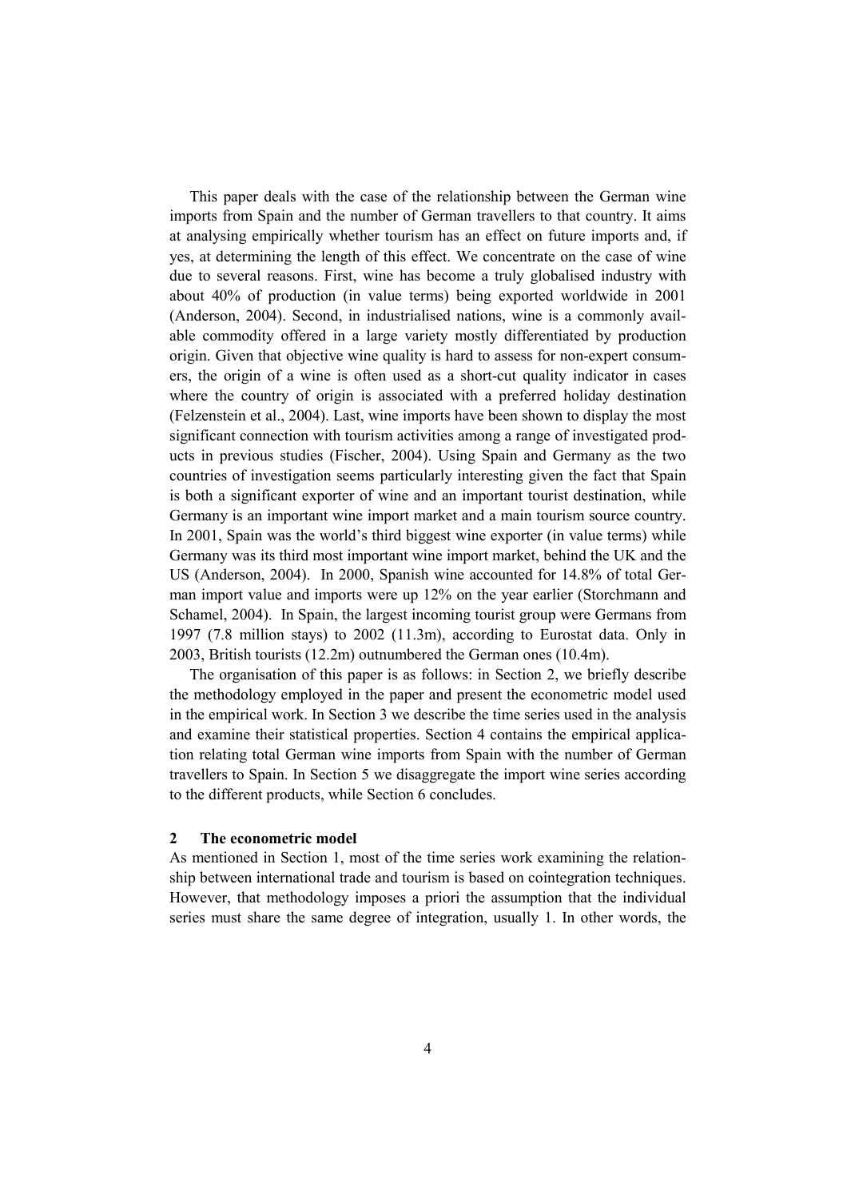This paper deals with the case of the relationship between the German wine imports from Spain and the number of German travellers to that country. It aims at analysing empirically whether tourism has an effect on future imports and, if yes, at determining the length of this effect. We concentrate on the case of wine due to several reasons. First, wine has become a truly globalised industry with about 40% of production (in value terms) being exported worldwide in 2001 (Anderson, 2004). Second, in industrialised nations, wine is a commonly available commodity offered in a large variety mostly differentiated by production origin. Given that objective wine quality is hard to assess for non-expert consumers, the origin of a wine is often used as a short-cut quality indicator in cases where the country of origin is associated with a preferred holiday destination (Felzenstein et al., 2004). Last, wine imports have been shown to display the most significant connection with tourism activities among a range of investigated products in previous studies (Fischer, 2004). Using Spain and Germany as the two countries of investigation seems particularly interesting given the fact that Spain is both a significant exporter of wine and an important tourist destination, while Germany is an important wine import market and a main tourism source country. In 2001, Spain was the world's third biggest wine exporter (in value terms) while Germany was its third most important wine import market, behind the UK and the US (Anderson, 2004). In 2000, Spanish wine accounted for 14.8% of total German import value and imports were up 12% on the year earlier (Storchmann and Schamel, 2004). In Spain, the largest incoming tourist group were Germans from 1997 (7.8 million stays) to 2002 (11.3m), according to Eurostat data. Only in 2003, British tourists (12.2m) outnumbered the German ones (10.4m).

The organisation of this paper is as follows: in Section 2, we briefly describe the methodology employed in the paper and present the econometric model used in the empirical work. In Section 3 we describe the time series used in the analysis and examine their statistical properties. Section 4 contains the empirical application relating total German wine imports from Spain with the number of German travellers to Spain. In Section 5 we disaggregate the import wine series according to the different products, while Section 6 concludes.

## 2 The econometric model

As mentioned in Section 1, most of the time series work examining the relationship between international trade and tourism is based on cointegration techniques. However, that methodology imposes a priori the assumption that the individual series must share the same degree of integration, usually 1. In other words, the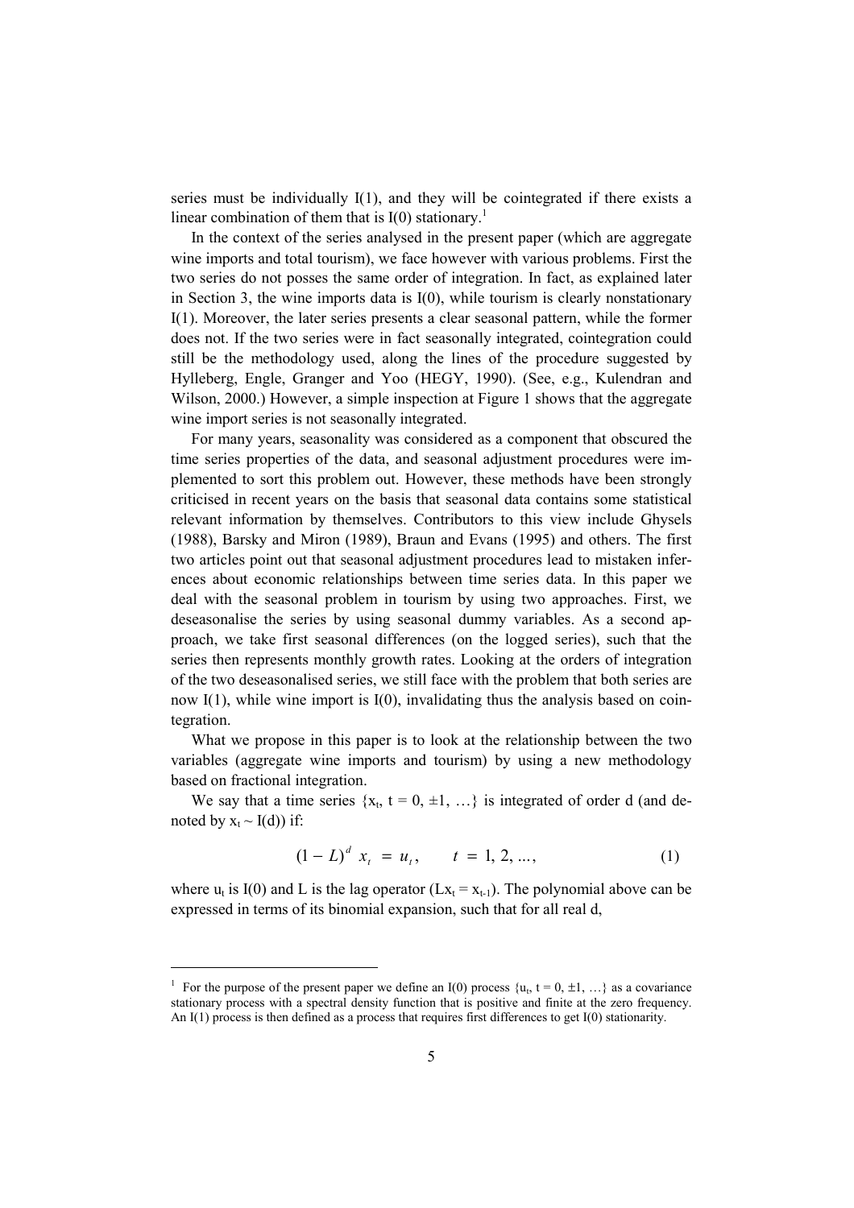series must be individually I(1), and they will be cointegrated if there exists a linear combination of them that is I(0) stationary.[1]

In the context of the series analysed in the present paper (which are aggregate wine imports and total tourism), we face however with various problems. First the two series do not posses the same order of integration. In fact, as explained later in Section 3, the wine imports data is I(0), while tourism is clearly nonstationary I(1). Moreover, the later series presents a clear seasonal pattern, while the former does not. If the two series were in fact seasonally integrated, cointegration could still be the methodology used, along the lines of the procedure suggested by Hylleberg, Engle, Granger and Yoo (HEGY, 1990). (See, e.g., Kulendran and Wilson, 2000.) However, a simple inspection at Figure 1 shows that the aggregate wine import series is not seasonally integrated.

For many years, seasonality was considered as a component that obscured the time series properties of the data, and seasonal adjustment procedures were implemented to sort this problem out. However, these methods have been strongly criticised in recent years on the basis that seasonal data contains some statistical relevant information by themselves. Contributors to this view include Ghysels (1988), Barsky and Miron (1989), Braun and Evans (1995) and others. The first two articles point out that seasonal adjustment procedures lead to mistaken inferences about economic relationships between time series data. In this paper we deal with the seasonal problem in tourism by using two approaches. First, we deseasonalise the series by using seasonal dummy variables. As a second approach, we take first seasonal differences (on the logged series), such that the series then represents monthly growth rates. Looking at the orders of integration of the two deseasonalised series, we still face with the problem that both series are now I(1), while wine import is I(0), invalidating thus the analysis based on cointegration.

What we propose in this paper is to look at the relationship between the two variables (aggregate wine imports and tourism) by using a new methodology based on fractional integration.

We say that a time series $\{x_t, t = 0, \pm 1, \ldots\}$ is integrated of order d (and denoted by $x_t \sim I(d)$) if:

$$(1 - L)^d \; x_t \; = \; u_t, \qquad t \; = \; 1, 2, \ldots, \tag{1}$$

where $u_t$ is I(0) and L is the lag operator ($Lx_t = x_{t-1}$). The polynomial above can be expressed in terms of its binomial expansion, such that for all real d,

[1] For the purpose of the present paper we define an I(0) process $\{u_t, t = 0, \pm 1, \ldots\}$ as a covariance stationary process with a spectral density function that is positive and finite at the zero frequency. An I(1) process is then defined as a process that requires first differences to get I(0) stationarity.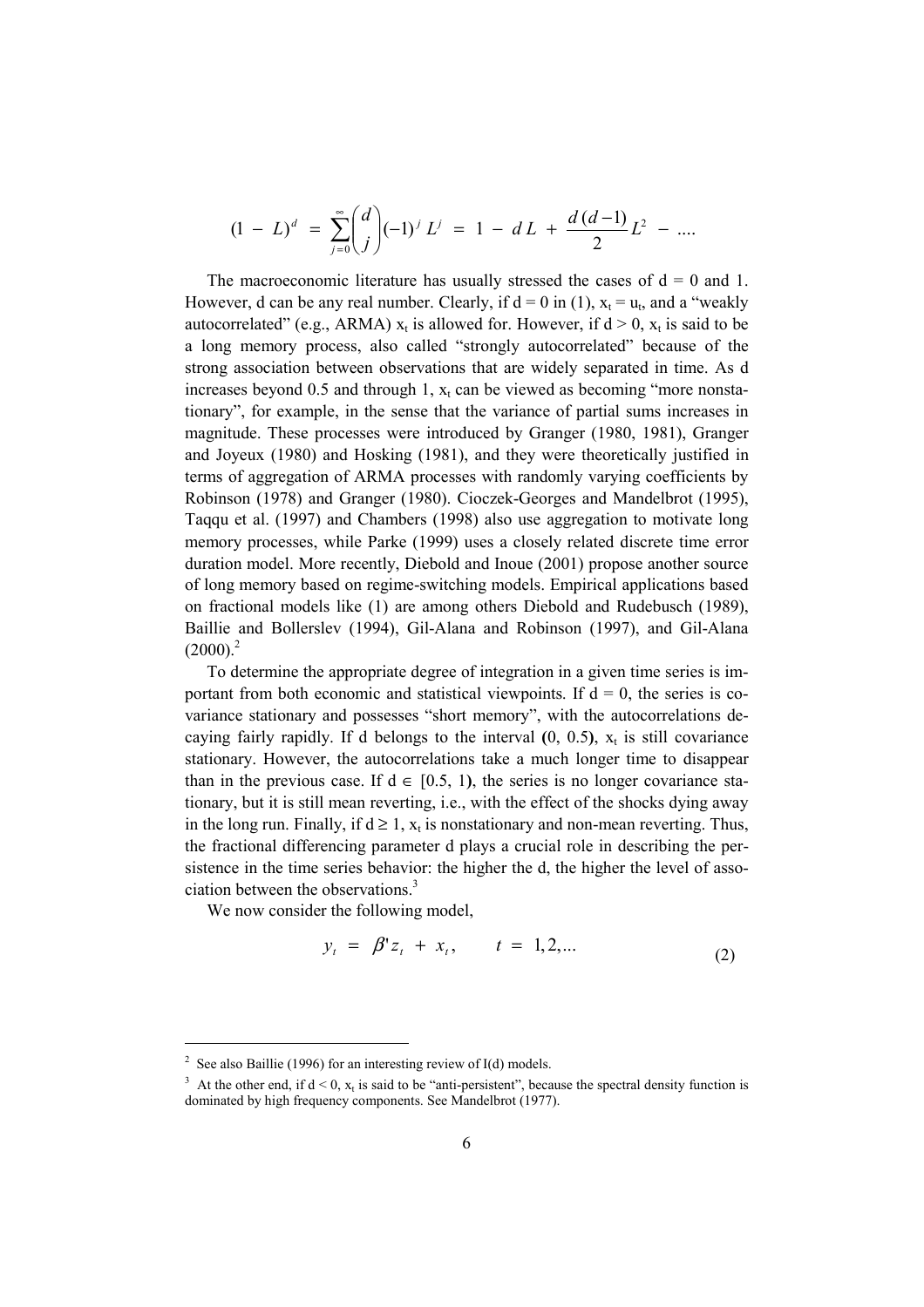$$(1 - L)^d = \sum_{j=0}^{\infty} \binom{d}{j} (-1)^j L^j = 1 - d\,L + \frac{d\,(d-1)}{2} L^2 - ....$$

The macroeconomic literature has usually stressed the cases of d = 0 and 1. However, d can be any real number. Clearly, if d = 0 in (1), $x_t = u_t$, and a "weakly autocorrelated" (e.g., ARMA) $x_t$ is allowed for. However, if d > 0, $x_t$ is said to be a long memory process, also called "strongly autocorrelated" because of the strong association between observations that are widely separated in time. As d increases beyond 0.5 and through 1, $x_t$ can be viewed as becoming "more nonstationary", for example, in the sense that the variance of partial sums increases in magnitude. These processes were introduced by Granger (1980, 1981), Granger and Joyeux (1980) and Hosking (1981), and they were theoretically justified in terms of aggregation of ARMA processes with randomly varying coefficients by Robinson (1978) and Granger (1980). Cioczek-Georges and Mandelbrot (1995), Taqqu et al. (1997) and Chambers (1998) also use aggregation to motivate long memory processes, while Parke (1999) uses a closely related discrete time error duration model. More recently, Diebold and Inoue (2001) propose another source of long memory based on regime-switching models. Empirical applications based on fractional models like (1) are among others Diebold and Rudebusch (1989), Baillie and Bollerslev (1994), Gil-Alana and Robinson (1997), and Gil-Alana (2000).[2]

To determine the appropriate degree of integration in a given time series is important from both economic and statistical viewpoints. If d = 0, the series is covariance stationary and possesses "short memory", with the autocorrelations decaying fairly rapidly. If d belongs to the interval **(**0, 0.5**)**, $x_t$ is still covariance stationary. However, the autocorrelations take a much longer time to disappear than in the previous case. If $d \in [0.5, 1)$, the series is no longer covariance stationary, but it is still mean reverting, i.e., with the effect of the shocks dying away in the long run. Finally, if $d \geq 1$, $x_t$ is nonstationary and non-mean reverting. Thus, the fractional differencing parameter d plays a crucial role in describing the persistence in the time series behavior: the higher the d, the higher the level of association between the observations.[3]

We now consider the following model,

$$y_t = \beta' z_t + x_t, \qquad t = 1, 2, ... \tag{2}$$

---

[2] See also Baillie (1996) for an interesting review of I(d) models.

[3] At the other end, if d < 0, $x_t$ is said to be "anti-persistent", because the spectral density function is dominated by high frequency components. See Mandelbrot (1977).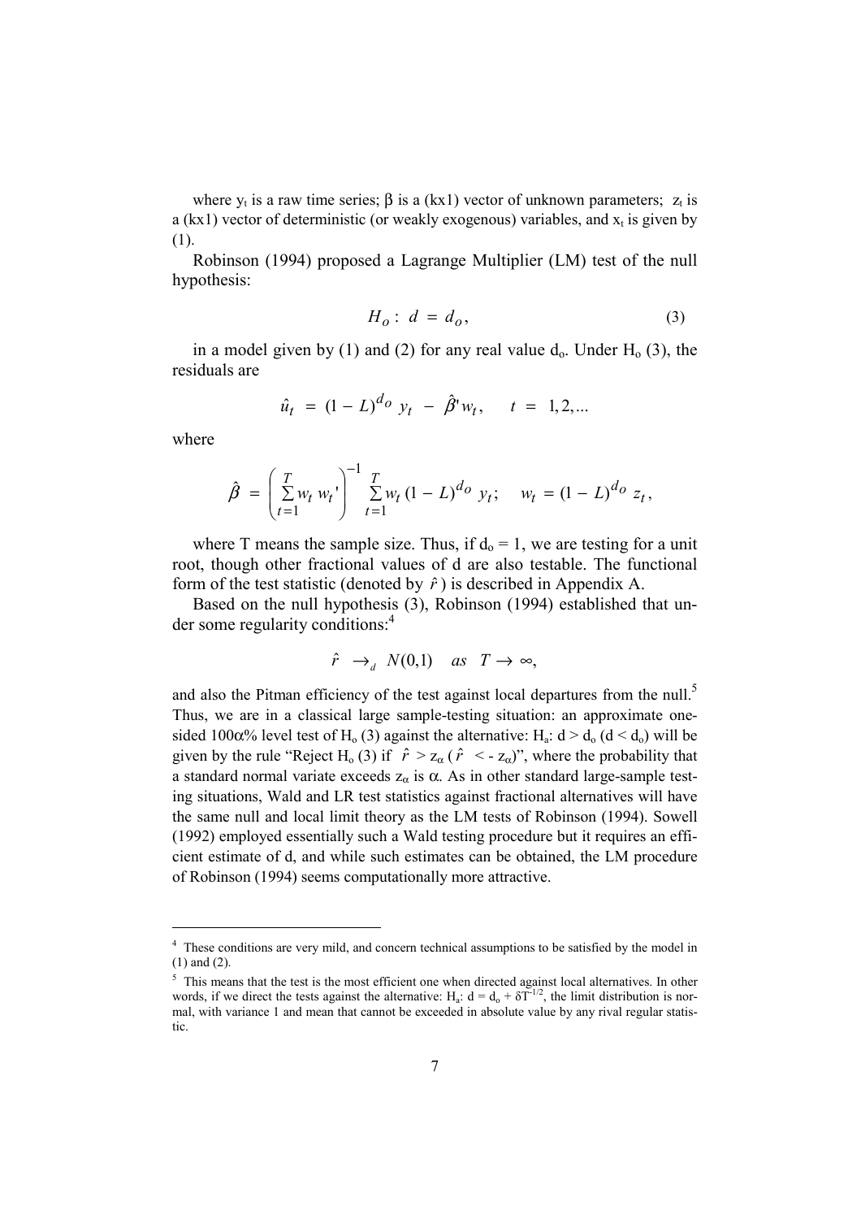where $y_t$ is a raw time series; $\beta$ is a (kx1) vector of unknown parameters; $z_t$ is a (kx1) vector of deterministic (or weakly exogenous) variables, and $x_t$ is given by (1).

Robinson (1994) proposed a Lagrange Multiplier (LM) test of the null hypothesis:

$$H_o : d = d_o, \tag{3}$$

in a model given by (1) and (2) for any real value $d_o$. Under $H_o$ (3), the residuals are

$$\hat{u}_t = (1 - L)^{d_o} y_t - \hat{\beta}' w_t, \quad t = 1, 2, ...$$

where

$$\hat{\beta} = \left( \sum_{t=1}^{T} w_t w_t' \right)^{-1} \sum_{t=1}^{T} w_t (1 - L)^{d_o} y_t; \quad w_t = (1 - L)^{d_o} z_t,$$

where T means the sample size. Thus, if $d_o = 1$, we are testing for a unit root, though other fractional values of d are also testable. The functional form of the test statistic (denoted by $\hat{r}$) is described in Appendix A.

Based on the null hypothesis (3), Robinson (1994) established that under some regularity conditions:[4]

$$\hat{r} \rightarrow_d N(0,1) \quad as \quad T \rightarrow \infty,$$

and also the Pitman efficiency of the test against local departures from the null.[5] Thus, we are in a classical large sample-testing situation: an approximate one-sided $100\alpha\%$ level test of $H_o$ (3) against the alternative: $H_a$: $d > d_o$ ($d < d_o$) will be given by the rule "Reject $H_o$ (3) if $\hat{r} > z_\alpha$ ($\hat{r} < - z_\alpha$)", where the probability that a standard normal variate exceeds $z_\alpha$ is $\alpha$. As in other standard large-sample testing situations, Wald and LR test statistics against fractional alternatives will have the same null and local limit theory as the LM tests of Robinson (1994). Sowell (1992) employed essentially such a Wald testing procedure but it requires an efficient estimate of d, and while such estimates can be obtained, the LM procedure of Robinson (1994) seems computationally more attractive.

---

[4] These conditions are very mild, and concern technical assumptions to be satisfied by the model in (1) and (2).

[5] This means that the test is the most efficient one when directed against local alternatives. In other words, if we direct the tests against the alternative: $H_a$: $d = d_o + \delta T^{-1/2}$, the limit distribution is normal, with variance 1 and mean that cannot be exceeded in absolute value by any rival regular statistic.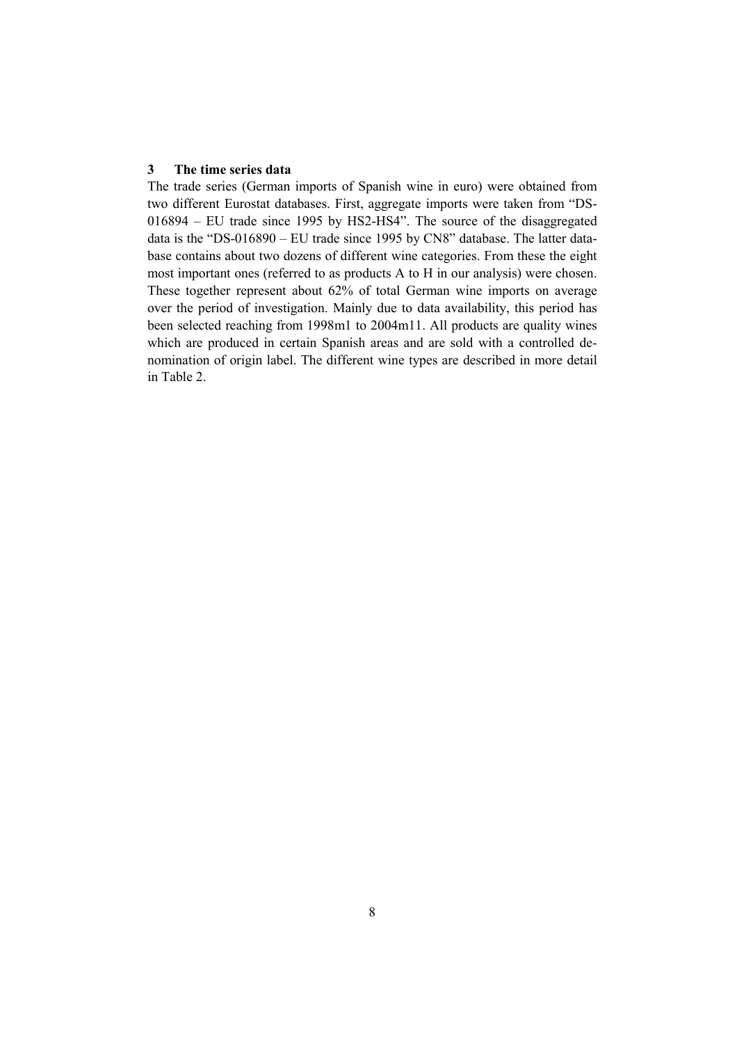## 3 The time series data

The trade series (German imports of Spanish wine in euro) were obtained from two different Eurostat databases. First, aggregate imports were taken from "DS-016894 – EU trade since 1995 by HS2-HS4". The source of the disaggregated data is the "DS-016890 – EU trade since 1995 by CN8" database. The latter database contains about two dozens of different wine categories. From these the eight most important ones (referred to as products A to H in our analysis) were chosen. These together represent about 62% of total German wine imports on average over the period of investigation. Mainly due to data availability, this period has been selected reaching from 1998m1 to 2004m11. All products are quality wines which are produced in certain Spanish areas and are sold with a controlled denomination of origin label. The different wine types are described in more detail in Table 2.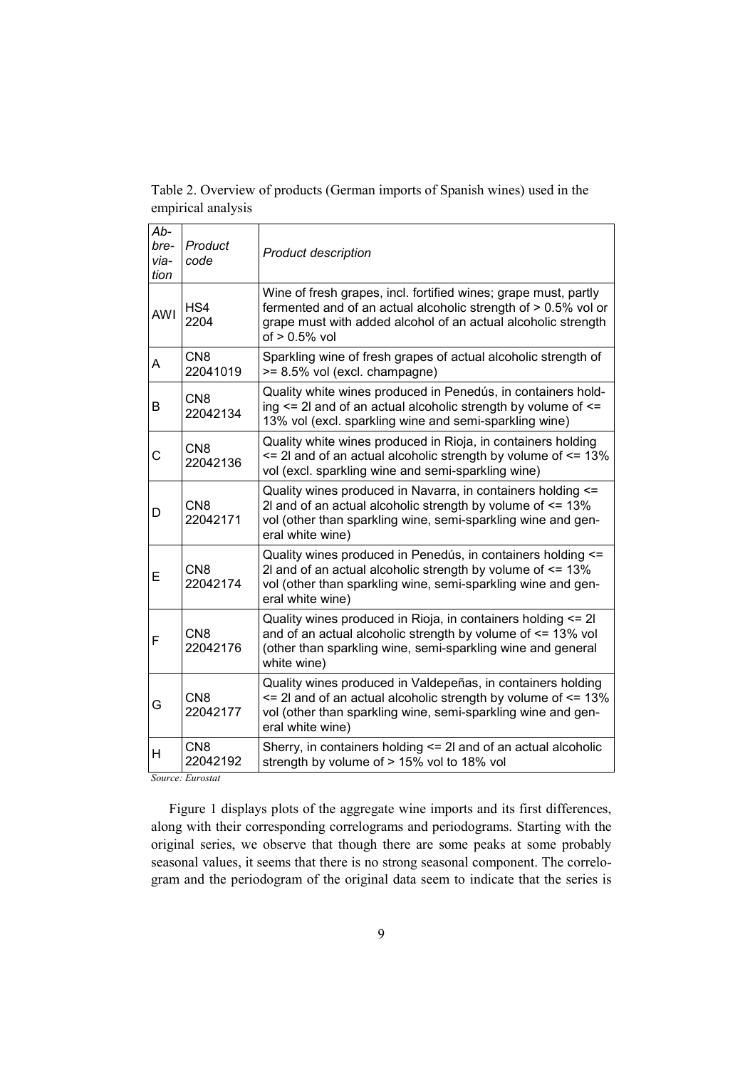Table 2. Overview of products (German imports of Spanish wines) used in the empirical analysis

| *Abbreviation* | *Product code* | *Product description* |
|---|---|---|
| AWI | HS4 2204 | Wine of fresh grapes, incl. fortified wines; grape must, partly fermented and of an actual alcoholic strength of > 0.5% vol or grape must with added alcohol of an actual alcoholic strength of > 0.5% vol |
| A | CN8 22041019 | Sparkling wine of fresh grapes of actual alcoholic strength of >= 8.5% vol (excl. champagne) |
| B | CN8 22042134 | Quality white wines produced in Penedús, in containers holding <= 2l and of an actual alcoholic strength by volume of <= 13% vol (excl. sparkling wine and semi-sparkling wine) |
| C | CN8 22042136 | Quality white wines produced in Rioja, in containers holding <= 2l and of an actual alcoholic strength by volume of <= 13% vol (excl. sparkling wine and semi-sparkling wine) |
| D | CN8 22042171 | Quality wines produced in Navarra, in containers holding <= 2l and of an actual alcoholic strength by volume of <= 13% vol (other than sparkling wine, semi-sparkling wine and general white wine) |
| E | CN8 22042174 | Quality wines produced in Penedús, in containers holding <= 2l and of an actual alcoholic strength by volume of <= 13% vol (other than sparkling wine, semi-sparkling wine and general white wine) |
| F | CN8 22042176 | Quality wines produced in Rioja, in containers holding <= 2l and of an actual alcoholic strength by volume of <= 13% vol (other than sparkling wine, semi-sparkling wine and general white wine) |
| G | CN8 22042177 | Quality wines produced in Valdepeñas, in containers holding <= 2l and of an actual alcoholic strength by volume of <= 13% vol (other than sparkling wine, semi-sparkling wine and general white wine) |
| H | CN8 22042192 | Sherry, in containers holding <= 2l and of an actual alcoholic strength by volume of > 15% vol to 18% vol |

*Source: Eurostat*

Figure 1 displays plots of the aggregate wine imports and its first differences, along with their corresponding correlograms and periodograms. Starting with the original series, we observe that though there are some peaks at some probably seasonal values, it seems that there is no strong seasonal component. The correlogram and the periodogram of the original data seem to indicate that the series is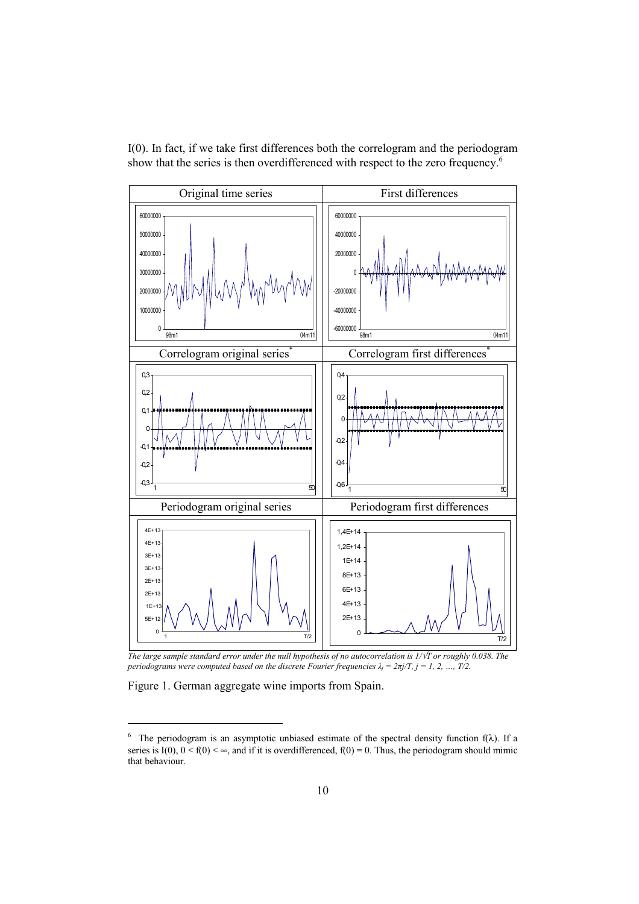I(0). In fact, if we take first differences both the correlogram and the periodogram show that the series is then overdifferenced with respect to the zero frequency.[6]

| Original time series | First differences |
| --- | --- |
| Correlogram original series* | Correlogram first differences* |
| Periodogram original series | Periodogram first differences |

*The large sample standard error under the null hypothesis of no autocorrelation is $1/\sqrt{T}$ or roughly 0.038. The periodograms were computed based on the discrete Fourier frequencies $\lambda_j = 2\pi j/T$, $j = 1, 2, \ldots, T/2$.*

Figure 1. German aggregate wine imports from Spain.

---

[6] The periodogram is an asymptotic unbiased estimate of the spectral density function $f(\lambda)$. If a series is I(0), $0 < f(0) < \infty$, and if it is overdifferenced, $f(0) = 0$. Thus, the periodogram should mimic that behaviour.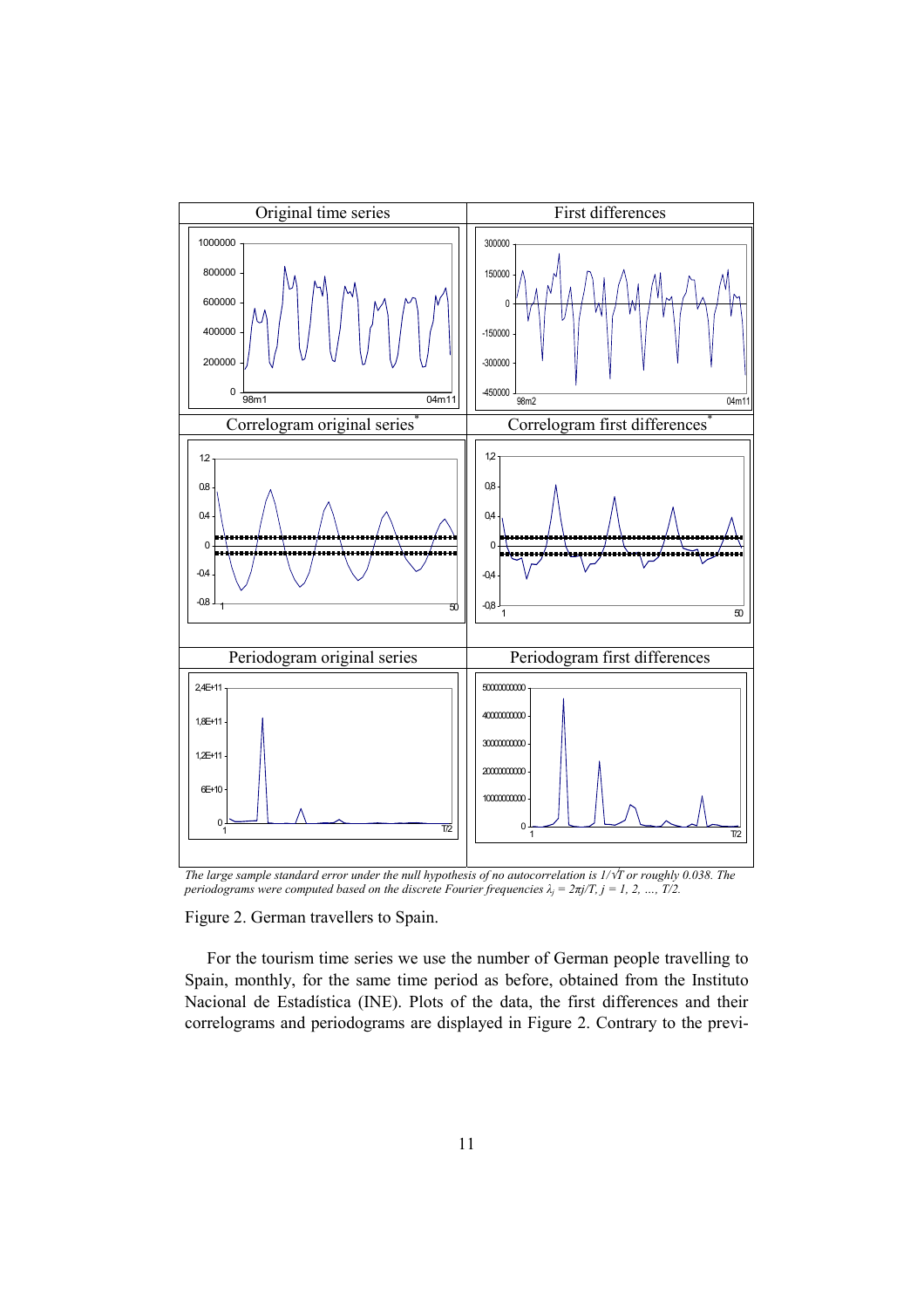| Original time series | First differences |
| --- | --- |
| Correlogram original series* | Correlogram first differences* |
| Periodogram original series | Periodogram first differences |

*The large sample standard error under the null hypothesis of no autocorrelation is $1/\sqrt{T}$ or roughly 0.038. The periodograms were computed based on the discrete Fourier frequencies $\lambda_j = 2\pi j/T$, $j = 1, 2, \ldots, T/2$.*

Figure 2. German travellers to Spain.

For the tourism time series we use the number of German people travelling to Spain, monthly, for the same time period as before, obtained from the Instituto Nacional de Estadística (INE). Plots of the data, the first differences and their correlograms and periodograms are displayed in Figure 2. Contrary to the previ-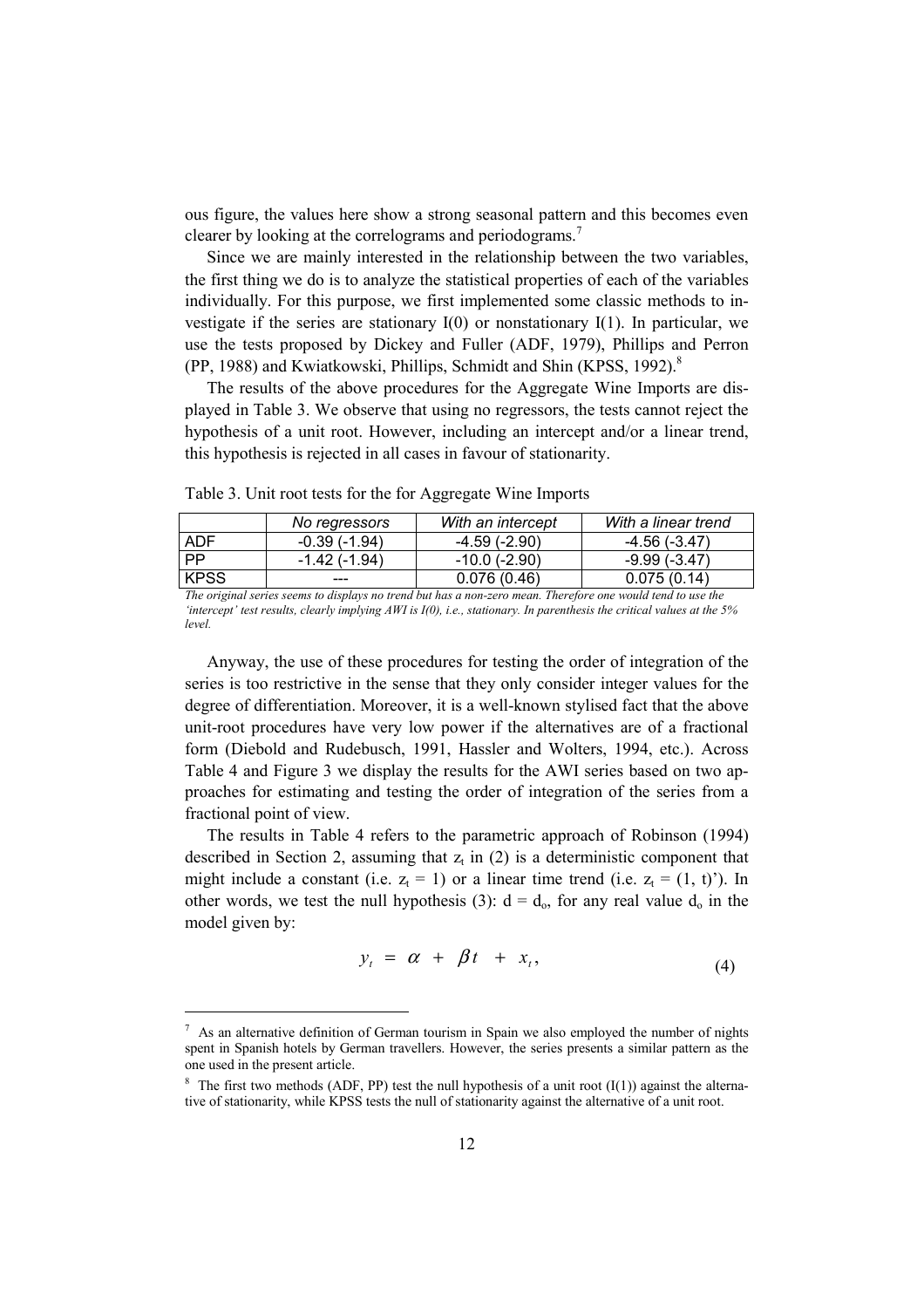ous figure, the values here show a strong seasonal pattern and this becomes even clearer by looking at the correlograms and periodograms.[7]

Since we are mainly interested in the relationship between the two variables, the first thing we do is to analyze the statistical properties of each of the variables individually. For this purpose, we first implemented some classic methods to investigate if the series are stationary I(0) or nonstationary I(1). In particular, we use the tests proposed by Dickey and Fuller (ADF, 1979), Phillips and Perron (PP, 1988) and Kwiatkowski, Phillips, Schmidt and Shin (KPSS, 1992).[8]

The results of the above procedures for the Aggregate Wine Imports are displayed in Table 3. We observe that using no regressors, the tests cannot reject the hypothesis of a unit root. However, including an intercept and/or a linear trend, this hypothesis is rejected in all cases in favour of stationarity.

Table 3. Unit root tests for the for Aggregate Wine Imports

| | *No regressors* | *With an intercept* | *With a linear trend* |
|---|---|---|---|
| ADF | -0.39 (-1.94) | -4.59 (-2.90) | -4.56 (-3.47) |
| PP | -1.42 (-1.94) | -10.0 (-2.90) | -9.99 (-3.47) |
| KPSS | --- | 0.076 (0.46) | 0.075 (0.14) |

*The original series seems to displays no trend but has a non-zero mean. Therefore one would tend to use the 'intercept' test results, clearly implying AWI is I(0), i.e., stationary. In parenthesis the critical values at the 5% level.*

Anyway, the use of these procedures for testing the order of integration of the series is too restrictive in the sense that they only consider integer values for the degree of differentiation. Moreover, it is a well-known stylised fact that the above unit-root procedures have very low power if the alternatives are of a fractional form (Diebold and Rudebusch, 1991, Hassler and Wolters, 1994, etc.). Across Table 4 and Figure 3 we display the results for the AWI series based on two approaches for estimating and testing the order of integration of the series from a fractional point of view.

The results in Table 4 refers to the parametric approach of Robinson (1994) described in Section 2, assuming that $z_t$ in (2) is a deterministic component that might include a constant (i.e. $z_t = 1$) or a linear time trend (i.e. $z_t = (1, t)'$). In other words, we test the null hypothesis (3): $d = d_o$, for any real value $d_o$ in the model given by:

$$y_t = \alpha + \beta t + x_t, \tag{4}$$

---

[7] As an alternative definition of German tourism in Spain we also employed the number of nights spent in Spanish hotels by German travellers. However, the series presents a similar pattern as the one used in the present article.

[8] The first two methods (ADF, PP) test the null hypothesis of a unit root (I(1)) against the alternative of stationarity, while KPSS tests the null of stationarity against the alternative of a unit root.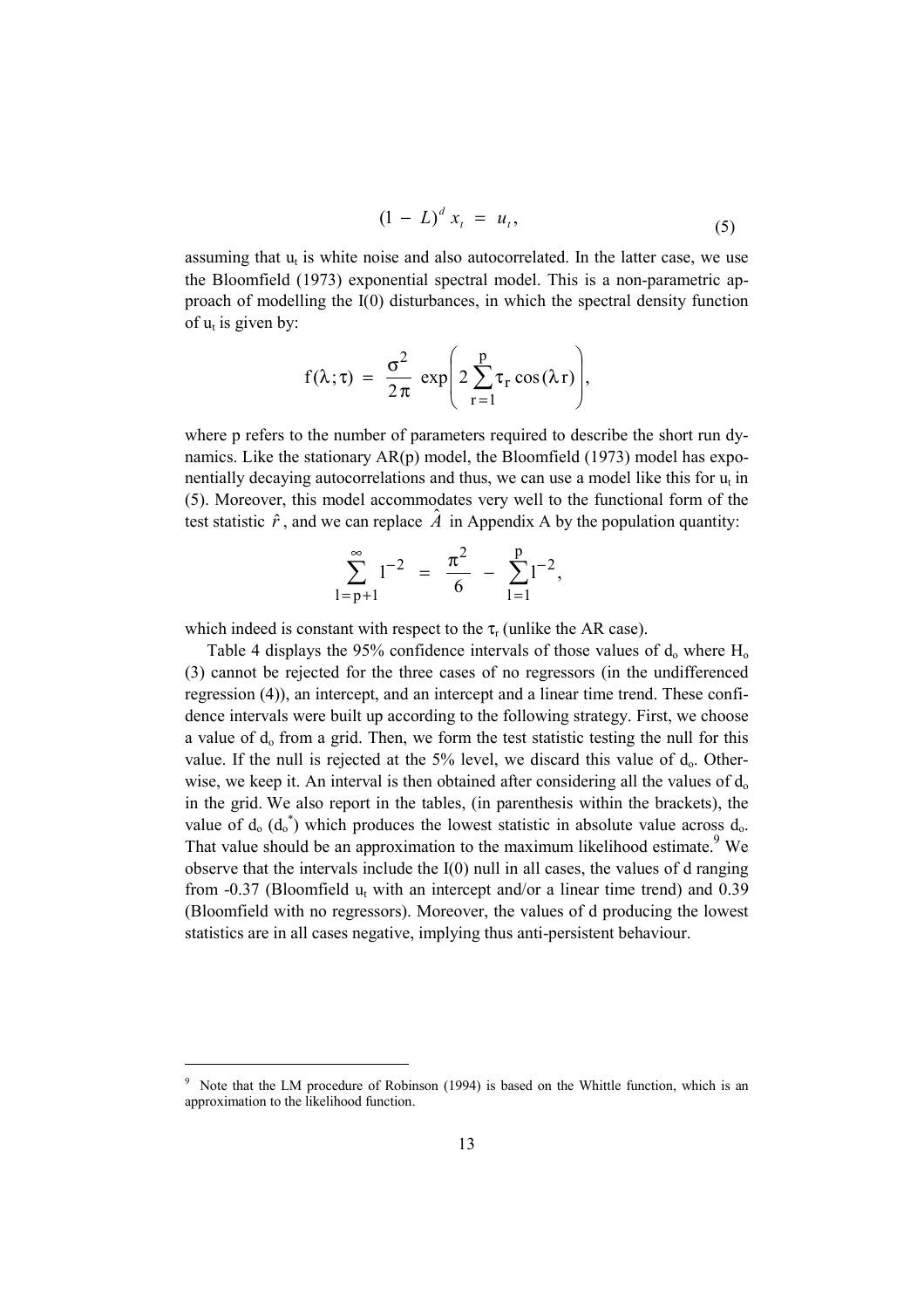$$(1 - L)^d \, x_t \; = \; u_t, \tag{5}$$

assuming that $u_t$ is white noise and also autocorrelated. In the latter case, we use the Bloomfield (1973) exponential spectral model. This is a non-parametric approach of modelling the I(0) disturbances, in which the spectral density function of $u_t$ is given by:

$$f(\lambda; \tau) \; = \; \frac{\sigma^2}{2\pi} \, \exp\left( 2 \sum_{r=1}^{p} \tau_r \cos(\lambda \, r) \right),$$

where p refers to the number of parameters required to describe the short run dynamics. Like the stationary AR(p) model, the Bloomfield (1973) model has exponentially decaying autocorrelations and thus, we can use a model like this for $u_t$ in (5). Moreover, this model accommodates very well to the functional form of the test statistic $\hat{r}$, and we can replace $\hat{A}$ in Appendix A by the population quantity:

$$\sum_{l=p+1}^{\infty} l^{-2} \; = \; \frac{\pi^2}{6} \; - \; \sum_{l=1}^{p} l^{-2},$$

which indeed is constant with respect to the $\tau_r$ (unlike the AR case).

Table 4 displays the 95% confidence intervals of those values of $d_o$ where $H_o$ (3) cannot be rejected for the three cases of no regressors (in the undifferenced regression (4)), an intercept, and an intercept and a linear time trend. These confidence intervals were built up according to the following strategy. First, we choose a value of $d_o$ from a grid. Then, we form the test statistic testing the null for this value. If the null is rejected at the 5% level, we discard this value of $d_o$. Otherwise, we keep it. An interval is then obtained after considering all the values of $d_o$ in the grid. We also report in the tables, (in parenthesis within the brackets), the value of $d_o$ ($d_o^*$) which produces the lowest statistic in absolute value across $d_o$. That value should be an approximation to the maximum likelihood estimate.[9] We observe that the intervals include the I(0) null in all cases, the values of d ranging from -0.37 (Bloomfield $u_t$ with an intercept and/or a linear time trend) and 0.39 (Bloomfield with no regressors). Moreover, the values of d producing the lowest statistics are in all cases negative, implying thus anti-persistent behaviour.

---

[9] Note that the LM procedure of Robinson (1994) is based on the Whittle function, which is an approximation to the likelihood function.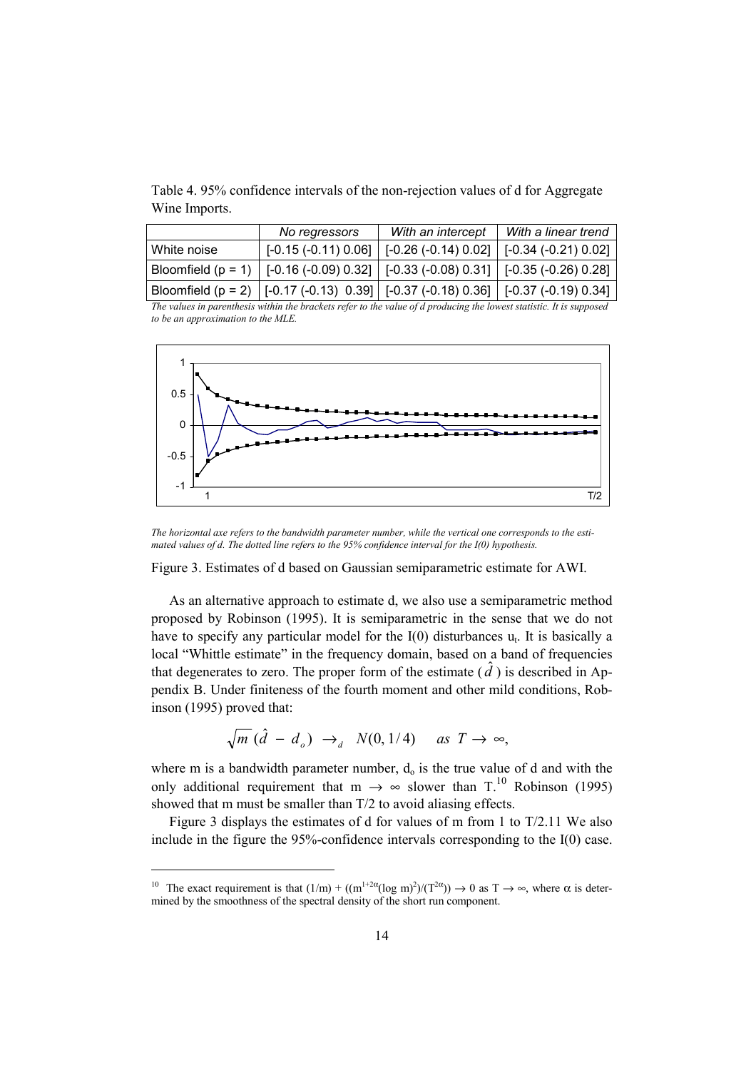Table 4. 95% confidence intervals of the non-rejection values of d for Aggregate Wine Imports.

| | *No regressors* | *With an intercept* | *With a linear trend* |
|---|---|---|---|
| White noise | [-0.15 (-0.11) 0.06] | [-0.26 (-0.14) 0.02] | [-0.34 (-0.21) 0.02] |
| Bloomfield (p = 1) | [-0.16 (-0.09) 0.32] | [-0.33 (-0.08) 0.31] | [-0.35 (-0.26) 0.28] |
| Bloomfield (p = 2) | [-0.17 (-0.13) 0.39] | [-0.37 (-0.18) 0.36] | [-0.37 (-0.19) 0.34] |

*The values in parenthesis within the brackets refer to the value of d producing the lowest statistic. It is supposed to be an approximation to the MLE.*

*The horizontal axe refers to the bandwidth parameter number, while the vertical one corresponds to the estimated values of d. The dotted line refers to the 95% confidence interval for the I(0) hypothesis.*

Figure 3. Estimates of d based on Gaussian semiparametric estimate for AWI.

As an alternative approach to estimate d, we also use a semiparametric method proposed by Robinson (1995). It is semiparametric in the sense that we do not have to specify any particular model for the I(0) disturbances $u_t$. It is basically a local "Whittle estimate" in the frequency domain, based on a band of frequencies that degenerates to zero. The proper form of the estimate ($\hat{d}$) is described in Appendix B. Under finiteness of the fourth moment and other mild conditions, Robinson (1995) proved that:

$$\sqrt{m}\,(\hat{d} - d_o) \;\rightarrow_d\; N(0, 1/4) \quad as\ T \rightarrow \infty,$$

where m is a bandwidth parameter number, $d_o$ is the true value of d and with the only additional requirement that $m \rightarrow \infty$ slower than T.[10] Robinson (1995) showed that m must be smaller than T/2 to avoid aliasing effects.

Figure 3 displays the estimates of d for values of m from 1 to T/2.11 We also include in the figure the 95%-confidence intervals corresponding to the I(0) case.

[10] The exact requirement is that $(1/m) + ((m^{1+2\alpha}(\log m)^2)/(T^{2\alpha})) \rightarrow 0$ as $T \rightarrow \infty$, where $\alpha$ is determined by the smoothness of the spectral density of the short run component.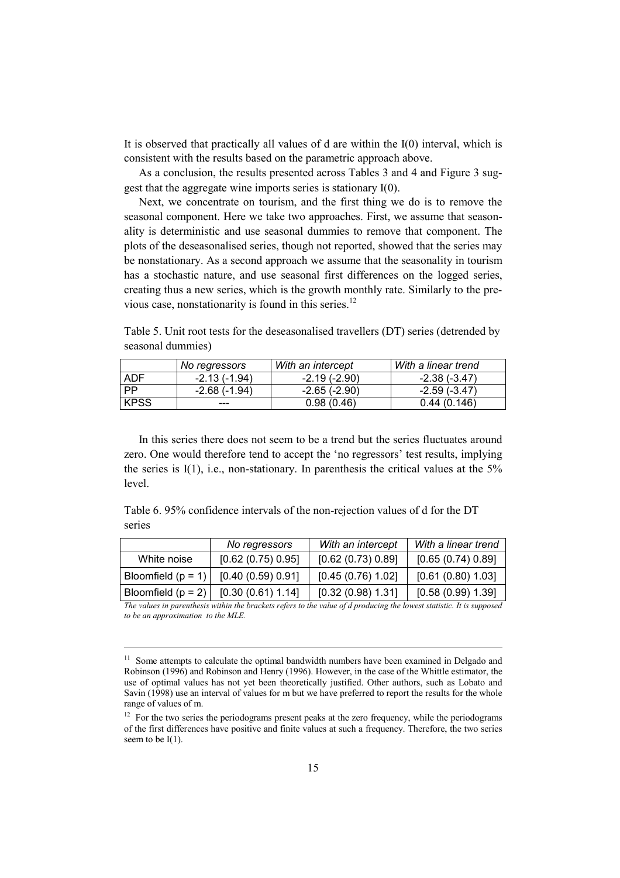It is observed that practically all values of d are within the I(0) interval, which is consistent with the results based on the parametric approach above.

As a conclusion, the results presented across Tables 3 and 4 and Figure 3 suggest that the aggregate wine imports series is stationary I(0).

Next, we concentrate on tourism, and the first thing we do is to remove the seasonal component. Here we take two approaches. First, we assume that seasonality is deterministic and use seasonal dummies to remove that component. The plots of the deseasonalised series, though not reported, showed that the series may be nonstationary. As a second approach we assume that the seasonality in tourism has a stochastic nature, and use seasonal first differences on the logged series, creating thus a new series, which is the growth monthly rate. Similarly to the previous case, nonstationarity is found in this series.[12]

Table 5. Unit root tests for the deseasonalised travellers (DT) series (detrended by seasonal dummies)

| | *No regressors* | *With an intercept* | *With a linear trend* |
|---|---|---|---|
| ADF | -2.13 (-1.94) | -2.19 (-2.90) | -2.38 (-3.47) |
| PP | -2.68 (-1.94) | -2.65 (-2.90) | -2.59 (-3.47) |
| KPSS | --- | 0.98 (0.46) | 0.44 (0.146) |

In this series there does not seem to be a trend but the series fluctuates around zero. One would therefore tend to accept the 'no regressors' test results, implying the series is I(1), i.e., non-stationary. In parenthesis the critical values at the 5% level.

Table 6. 95% confidence intervals of the non-rejection values of d for the DT series

| | *No regressors* | *With an intercept* | *With a linear trend* |
|---|---|---|---|
| White noise | [0.62 (0.75) 0.95] | [0.62 (0.73) 0.89] | [0.65 (0.74) 0.89] |
| Bloomfield (p = 1) | [0.40 (0.59) 0.91] | [0.45 (0.76) 1.02] | [0.61 (0.80) 1.03] |
| Bloomfield (p = 2) | [0.30 (0.61) 1.14] | [0.32 (0.98) 1.31] | [0.58 (0.99) 1.39] |

*The values in parenthesis within the brackets refers to the value of d producing the lowest statistic. It is supposed to be an approximation to the MLE.*

---

[11] Some attempts to calculate the optimal bandwidth numbers have been examined in Delgado and Robinson (1996) and Robinson and Henry (1996). However, in the case of the Whittle estimator, the use of optimal values has not yet been theoretically justified. Other authors, such as Lobato and Savin (1998) use an interval of values for m but we have preferred to report the results for the whole range of values of m.

[12] For the two series the periodograms present peaks at the zero frequency, while the periodograms of the first differences have positive and finite values at such a frequency. Therefore, the two series seem to be I(1).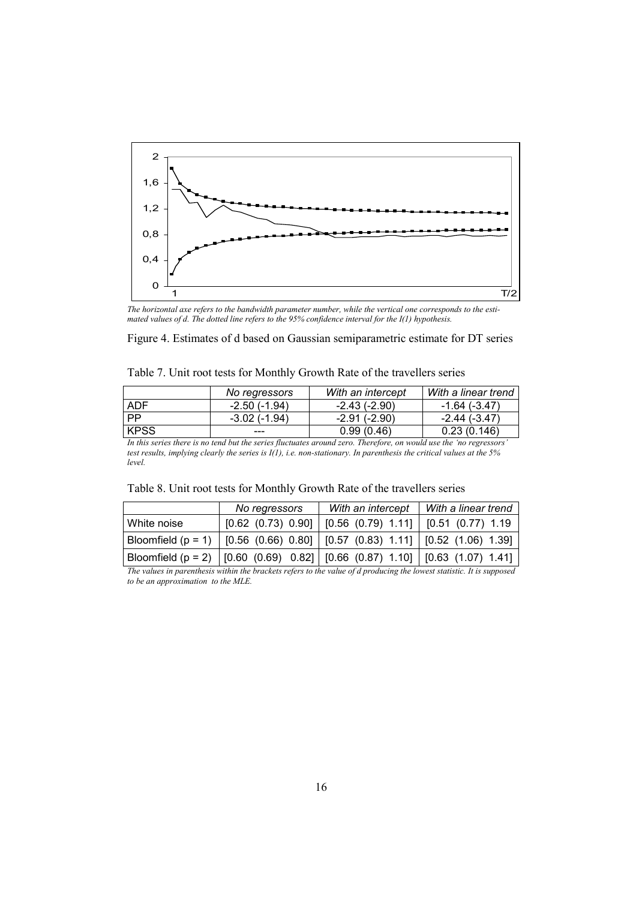*The horizontal axe refers to the bandwidth parameter number, while the vertical one corresponds to the estimated values of d. The dotted line refers to the 95% confidence interval for the I(1) hypothesis.*

Figure 4. Estimates of d based on Gaussian semiparametric estimate for DT series

Table 7. Unit root tests for Monthly Growth Rate of the travellers series

| | *No regressors* | *With an intercept* | *With a linear trend* |
|---|---|---|---|
| ADF | -2.50 (-1.94) | -2.43 (-2.90) | -1.64 (-3.47) |
| PP | -3.02 (-1.94) | -2.91 (-2.90) | -2.44 (-3.47) |
| KPSS | --- | 0.99 (0.46) | 0.23 (0.146) |

*In this series there is no tend but the series fluctuates around zero. Therefore, on would use the 'no regressors' test results, implying clearly the series is I(1), i.e. non-stationary. In parenthesis the critical values at the 5% level.*

Table 8. Unit root tests for Monthly Growth Rate of the travellers series

| | *No regressors* | *With an intercept* | *With a linear trend* |
|---|---|---|---|
| White noise | [0.62 (0.73) 0.90] | [0.56 (0.79) 1.11] | [0.51 (0.77) 1.19 |
| Bloomfield (p = 1) | [0.56 (0.66) 0.80] | [0.57 (0.83) 1.11] | [0.52 (1.06) 1.39] |
| Bloomfield (p = 2) | [0.60 (0.69) 0.82] | [0.66 (0.87) 1.10] | [0.63 (1.07) 1.41] |

*The values in parenthesis within the brackets refers to the value of d producing the lowest statistic. It is supposed to be an approximation to the MLE.*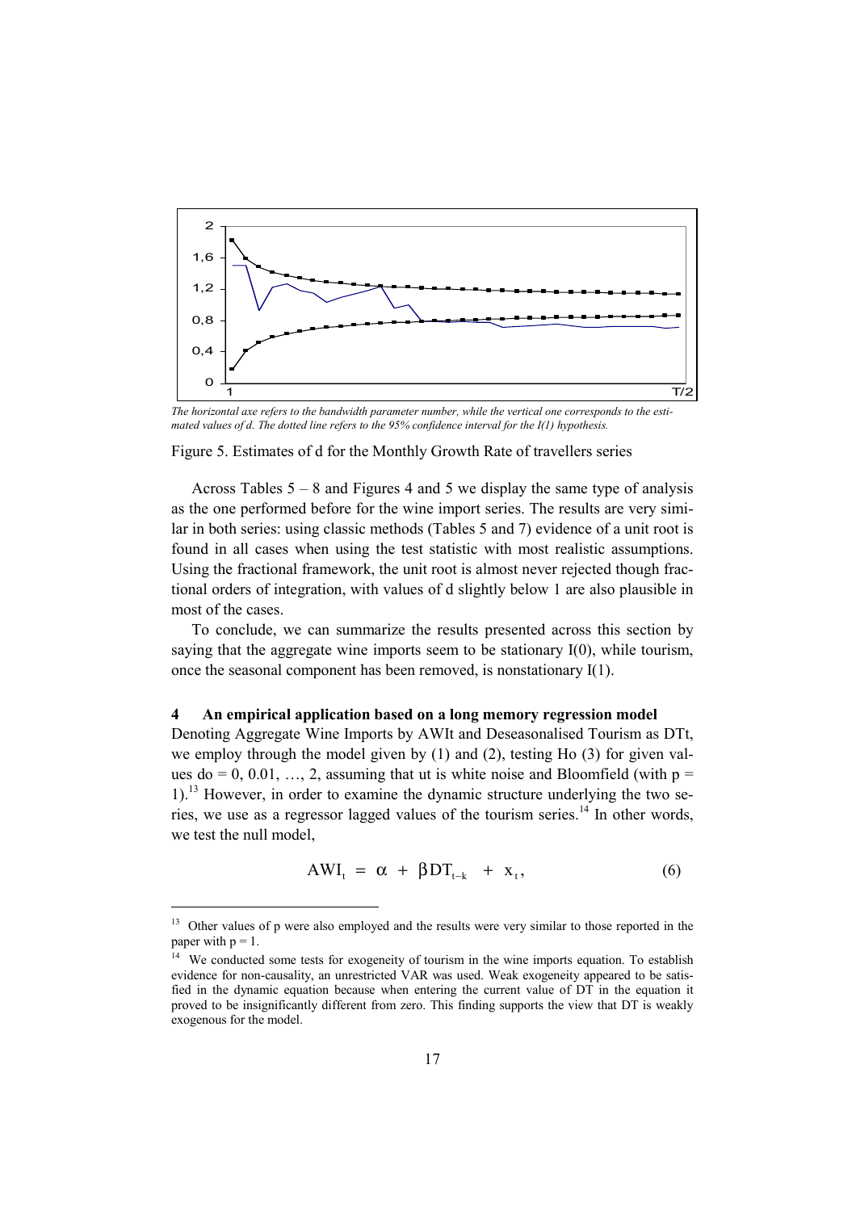*The horizontal axe refers to the bandwidth parameter number, while the vertical one corresponds to the estimated values of d. The dotted line refers to the 95% confidence interval for the I(1) hypothesis.*

Figure 5. Estimates of d for the Monthly Growth Rate of travellers series

Across Tables 5 – 8 and Figures 4 and 5 we display the same type of analysis as the one performed before for the wine import series. The results are very similar in both series: using classic methods (Tables 5 and 7) evidence of a unit root is found in all cases when using the test statistic with most realistic assumptions. Using the fractional framework, the unit root is almost never rejected though fractional orders of integration, with values of d slightly below 1 are also plausible in most of the cases.

To conclude, we can summarize the results presented across this section by saying that the aggregate wine imports seem to be stationary I(0), while tourism, once the seasonal component has been removed, is nonstationary I(1).

## 4 An empirical application based on a long memory regression model

Denoting Aggregate Wine Imports by $AWI_t$ and Deseasonalised Tourism as $DT_t$, we employ through the model given by (1) and (2), testing Ho (3) for given values $d_o = 0, 0.01, \ldots, 2$, assuming that $u_t$ is white noise and Bloomfield (with $p = 1$).[13] However, in order to examine the dynamic structure underlying the two series, we use as a regressor lagged values of the tourism series.[14] In other words, we test the null model,

$$AWI_t = \alpha + \beta DT_{t-k} + x_t, \tag{6}$$

---

[13] Other values of p were also employed and the results were very similar to those reported in the paper with p = 1.

[14] We conducted some tests for exogeneity of tourism in the wine imports equation. To establish evidence for non-causality, an unrestricted VAR was used. Weak exogeneity appeared to be satisfied in the dynamic equation because when entering the current value of DT in the equation it proved to be insignificantly different from zero. This finding supports the view that DT is weakly exogenous for the model.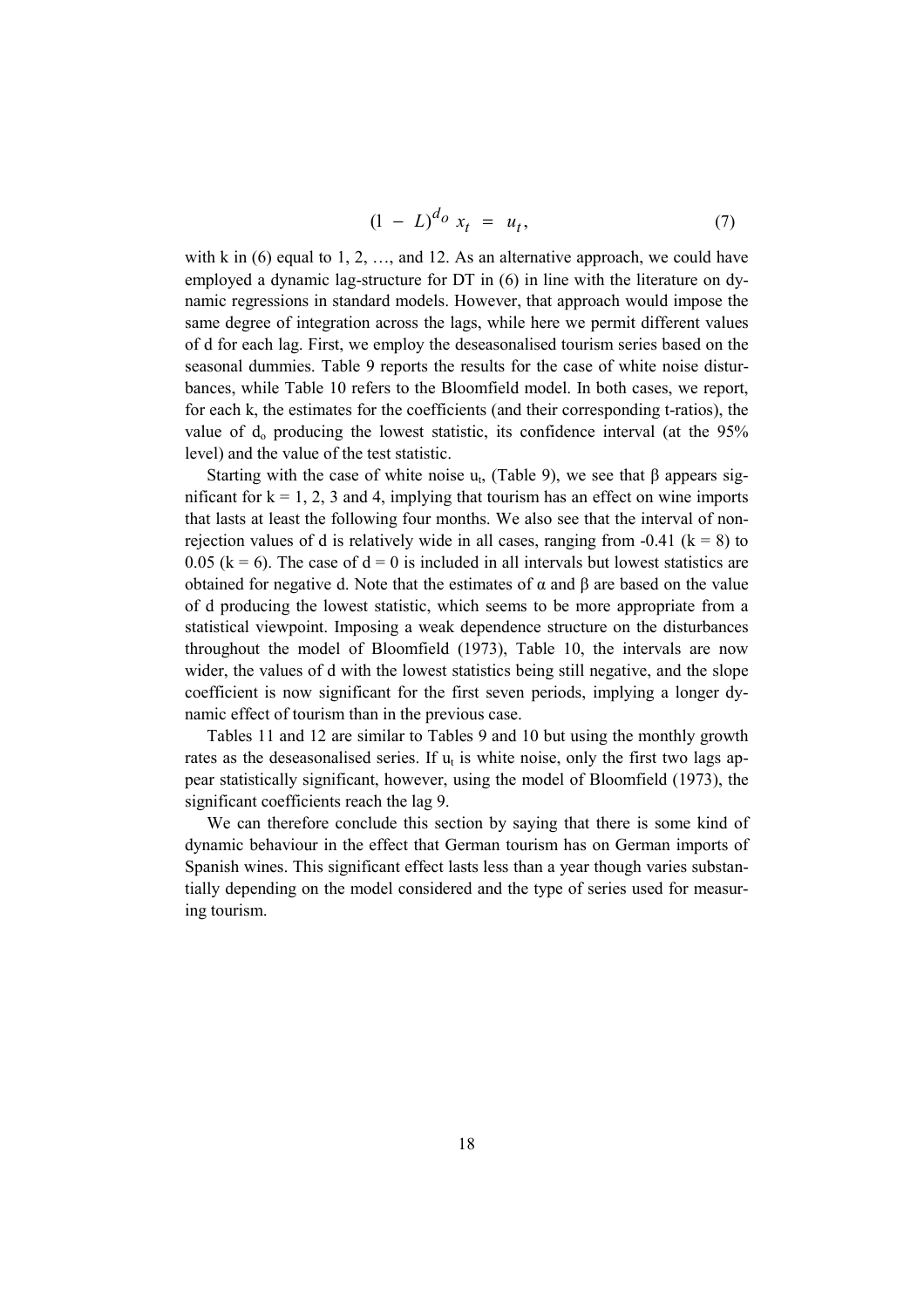$$(1 - L)^{d_o} x_t = u_t, \qquad (7)$$

with k in (6) equal to 1, 2, …, and 12. As an alternative approach, we could have employed a dynamic lag-structure for DT in (6) in line with the literature on dynamic regressions in standard models. However, that approach would impose the same degree of integration across the lags, while here we permit different values of d for each lag. First, we employ the deseasonalised tourism series based on the seasonal dummies. Table 9 reports the results for the case of white noise disturbances, while Table 10 refers to the Bloomfield model. In both cases, we report, for each k, the estimates for the coefficients (and their corresponding t-ratios), the value of $d_o$ producing the lowest statistic, its confidence interval (at the 95% level) and the value of the test statistic.

Starting with the case of white noise $u_t$, (Table 9), we see that $\beta$ appears significant for $k = 1, 2, 3$ and 4, implying that tourism has an effect on wine imports that lasts at least the following four months. We also see that the interval of non-rejection values of d is relatively wide in all cases, ranging from -0.41 ($k = 8$) to 0.05 ($k = 6$). The case of $d = 0$ is included in all intervals but lowest statistics are obtained for negative d. Note that the estimates of $\alpha$ and $\beta$ are based on the value of d producing the lowest statistic, which seems to be more appropriate from a statistical viewpoint. Imposing a weak dependence structure on the disturbances throughout the model of Bloomfield (1973), Table 10, the intervals are now wider, the values of d with the lowest statistics being still negative, and the slope coefficient is now significant for the first seven periods, implying a longer dynamic effect of tourism than in the previous case.

Tables 11 and 12 are similar to Tables 9 and 10 but using the monthly growth rates as the deseasonalised series. If $u_t$ is white noise, only the first two lags appear statistically significant, however, using the model of Bloomfield (1973), the significant coefficients reach the lag 9.

We can therefore conclude this section by saying that there is some kind of dynamic behaviour in the effect that German tourism has on German imports of Spanish wines. This significant effect lasts less than a year though varies substantially depending on the model considered and the type of series used for measuring tourism.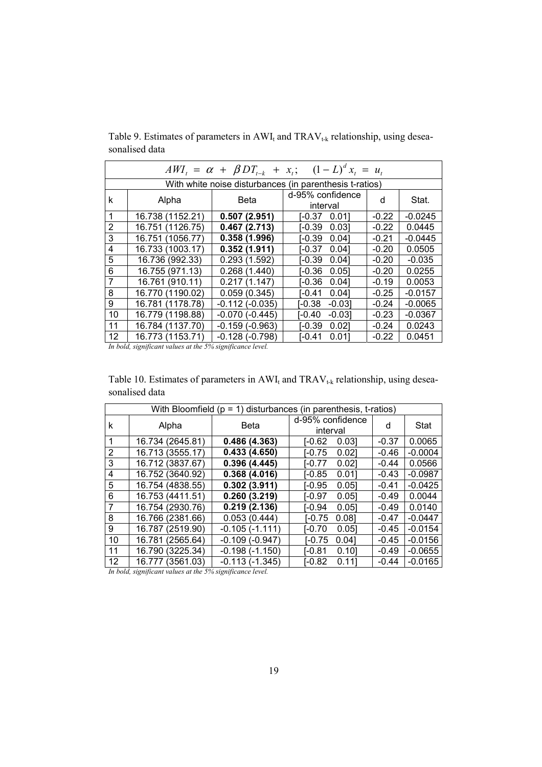Table 9. Estimates of parameters in $AWI_t$ and $TRAV_{t-k}$ relationship, using deseasonalised data

| $AWI_t = \alpha + \beta DT_{t-k} + x_t; \quad (1-L)^d x_t = u_t$ | | | | | |
|---|---|---|---|---|---|
| With white noise disturbances (in parenthesis t-ratios) | | | | | |
| k | Alpha | Beta | d-95% confidence interval | d | Stat. |
| 1 | 16.738 (1152.21) | **0.507 (2.951)** | [-0.37 0.01] | -0.22 | -0.0245 |
| 2 | 16.751 (1126.75) | **0.467 (2.713)** | [-0.39 0.03] | -0.22 | 0.0445 |
| 3 | 16.751 (1056.77) | **0.358 (1.996)** | [-0.39 0.04] | -0.21 | -0.0445 |
| 4 | 16.733 (1003.17) | **0.352 (1.911)** | [-0.37 0.04] | -0.20 | 0.0505 |
| 5 | 16.736 (992.33) | 0.293 (1.592) | [-0.39 0.04] | -0.20 | -0.035 |
| 6 | 16.755 (971.13) | 0.268 (1.440) | [-0.36 0.05] | -0.20 | 0.0255 |
| 7 | 16.761 (910.11) | 0.217 (1.147) | [-0.36 0.04] | -0.19 | 0.0053 |
| 8 | 16.770 (1190.02) | 0.059 (0.345) | [-0.41 0.04] | -0.25 | -0.0157 |
| 9 | 16.781 (1178.78) | -0.112 (-0.035) | [-0.38 -0.03] | -0.24 | -0.0065 |
| 10 | 16.779 (1198.88) | -0.070 (-0.445) | [-0.40 -0.03] | -0.23 | -0.0367 |
| 11 | 16.784 (1137.70) | -0.159 (-0.963) | [-0.39 0.02] | -0.24 | 0.0243 |
| 12 | 16.773 (1153.71) | -0.128 (-0.798) | [-0.41 0.01] | -0.22 | 0.0451 |

*In bold, significant values at the 5% significance level.*

Table 10. Estimates of parameters in $AWI_t$ and $TRAV_{t-k}$ relationship, using deseasonalised data

| With Bloomfield (p = 1) disturbances (in parenthesis, t-ratios) | | | | | |
|---|---|---|---|---|---|
| k | Alpha | Beta | d-95% confidence interval | d | Stat |
| 1 | 16.734 (2645.81) | **0.486 (4.363)** | [-0.62 0.03] | -0.37 | 0.0065 |
| 2 | 16.713 (3555.17) | **0.433 (4.650)** | [-0.75 0.02] | -0.46 | -0.0004 |
| 3 | 16.712 (3837.67) | **0.396 (4.445)** | [-0.77 0.02] | -0.44 | 0.0566 |
| 4 | 16.752 (3640.92) | **0.368 (4.016)** | [-0.85 0.01] | -0.43 | -0.0987 |
| 5 | 16.754 (4838.55) | **0.302 (3.911)** | [-0.95 0.05] | -0.41 | -0.0425 |
| 6 | 16.753 (4411.51) | **0.260 (3.219)** | [-0.97 0.05] | -0.49 | 0.0044 |
| 7 | 16.754 (2930.76) | **0.219 (2.136)** | [-0.94 0.05] | -0.49 | 0.0140 |
| 8 | 16.766 (2381.66) | 0.053 (0.444) | [-0.75 0.08] | -0.47 | -0.0447 |
| 9 | 16.787 (2519.90) | -0.105 (-1.111) | [-0.70 0.05] | -0.45 | -0.0154 |
| 10 | 16.781 (2565.64) | -0.109 (-0.947) | [-0.75 0.04] | -0.45 | -0.0156 |
| 11 | 16.790 (3225.34) | -0.198 (-1.150) | [-0.81 0.10] | -0.49 | -0.0655 |
| 12 | 16.777 (3561.03) | -0.113 (-1.345) | [-0.82 0.11] | -0.44 | -0.0165 |

*In bold, significant values at the 5% significance level.*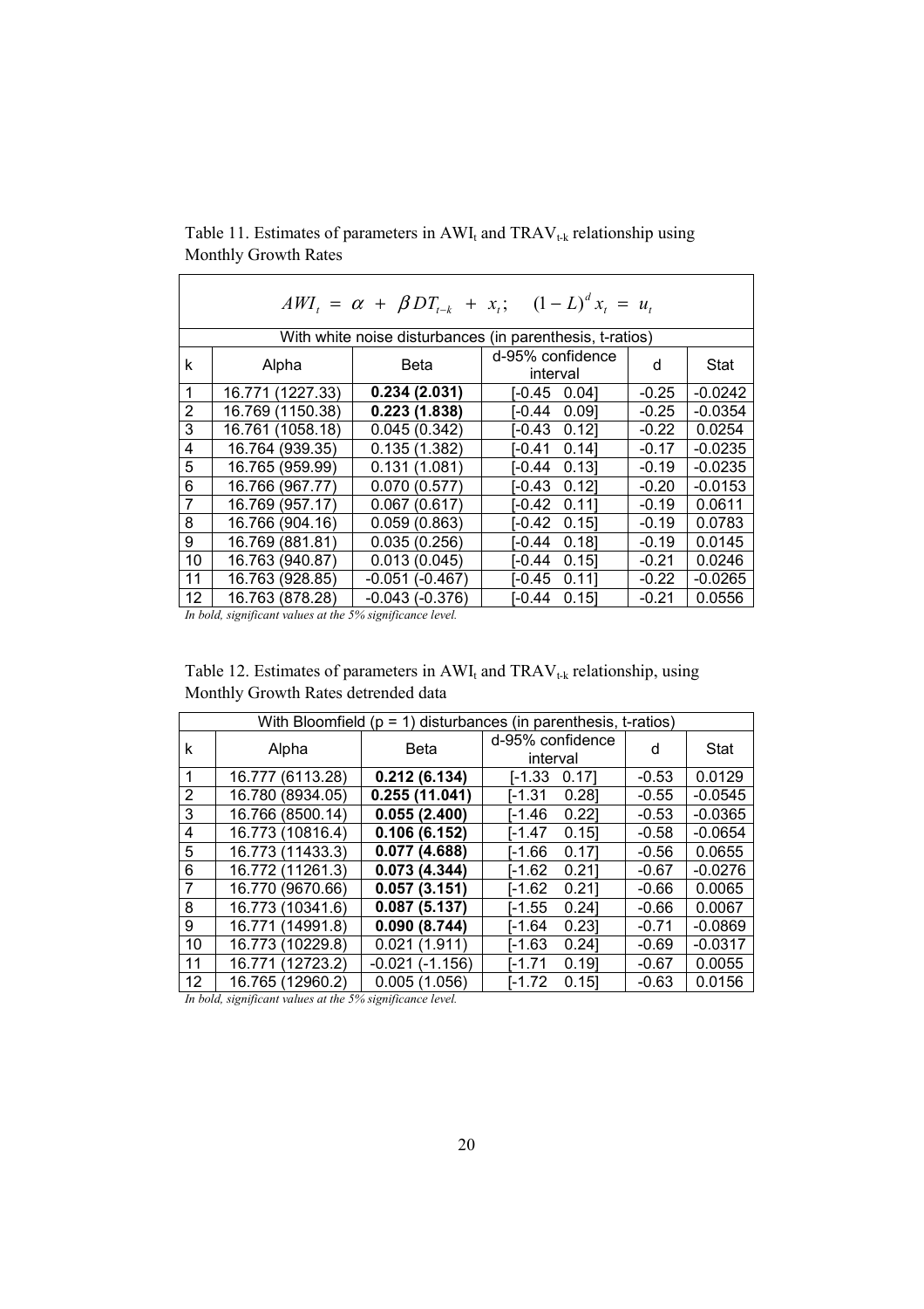Table 11. Estimates of parameters in $AWI_t$ and $TRAV_{t-k}$ relationship using Monthly Growth Rates

$$AWI_t = \alpha + \beta DT_{t-k} + x_t; \quad (1-L)^d x_t = u_t$$

| With white noise disturbances (in parenthesis, t-ratios) | | | | | |
|---|---|---|---|---|---|
| k | Alpha | Beta | d-95% confidence interval | d | Stat |
| 1 | 16.771 (1227.33) | **0.234 (2.031)** | [-0.45 0.04] | -0.25 | -0.0242 |
| 2 | 16.769 (1150.38) | **0.223 (1.838)** | [-0.44 0.09] | -0.25 | -0.0354 |
| 3 | 16.761 (1058.18) | 0.045 (0.342) | [-0.43 0.12] | -0.22 | 0.0254 |
| 4 | 16.764 (939.35) | 0.135 (1.382) | [-0.41 0.14] | -0.17 | -0.0235 |
| 5 | 16.765 (959.99) | 0.131 (1.081) | [-0.44 0.13] | -0.19 | -0.0235 |
| 6 | 16.766 (967.77) | 0.070 (0.577) | [-0.43 0.12] | -0.20 | -0.0153 |
| 7 | 16.769 (957.17) | 0.067 (0.617) | [-0.42 0.11] | -0.19 | 0.0611 |
| 8 | 16.766 (904.16) | 0.059 (0.863) | [-0.42 0.15] | -0.19 | 0.0783 |
| 9 | 16.769 (881.81) | 0.035 (0.256) | [-0.44 0.18] | -0.19 | 0.0145 |
| 10 | 16.763 (940.87) | 0.013 (0.045) | [-0.44 0.15] | -0.21 | 0.0246 |
| 11 | 16.763 (928.85) | -0.051 (-0.467) | [-0.45 0.11] | -0.22 | -0.0265 |
| 12 | 16.763 (878.28) | -0.043 (-0.376) | [-0.44 0.15] | -0.21 | 0.0556 |

*In bold, significant values at the 5% significance level.*

Table 12. Estimates of parameters in $AWI_t$ and $TRAV_{t-k}$ relationship, using Monthly Growth Rates detrended data

| With Bloomfield (p = 1) disturbances (in parenthesis, t-ratios) | | | | | |
|---|---|---|---|---|---|
| k | Alpha | Beta | d-95% confidence interval | d | Stat |
| 1 | 16.777 (6113.28) | **0.212 (6.134)** | [-1.33 0.17] | -0.53 | 0.0129 |
| 2 | 16.780 (8934.05) | **0.255 (11.041)** | [-1.31 0.28] | -0.55 | -0.0545 |
| 3 | 16.766 (8500.14) | **0.055 (2.400)** | [-1.46 0.22] | -0.53 | -0.0365 |
| 4 | 16.773 (10816.4) | **0.106 (6.152)** | [-1.47 0.15] | -0.58 | -0.0654 |
| 5 | 16.773 (11433.3) | **0.077 (4.688)** | [-1.66 0.17] | -0.56 | 0.0655 |
| 6 | 16.772 (11261.3) | **0.073 (4.344)** | [-1.62 0.21] | -0.67 | -0.0276 |
| 7 | 16.770 (9670.66) | **0.057 (3.151)** | [-1.62 0.21] | -0.66 | 0.0065 |
| 8 | 16.773 (10341.6) | **0.087 (5.137)** | [-1.55 0.24] | -0.66 | 0.0067 |
| 9 | 16.771 (14991.8) | **0.090 (8.744)** | [-1.64 0.23] | -0.71 | -0.0869 |
| 10 | 16.773 (10229.8) | 0.021 (1.911) | [-1.63 0.24] | -0.69 | -0.0317 |
| 11 | 16.771 (12723.2) | -0.021 (-1.156) | [-1.71 0.19] | -0.67 | 0.0055 |
| 12 | 16.765 (12960.2) | 0.005 (1.056) | [-1.72 0.15] | -0.63 | 0.0156 |

*In bold, significant values at the 5% significance level.*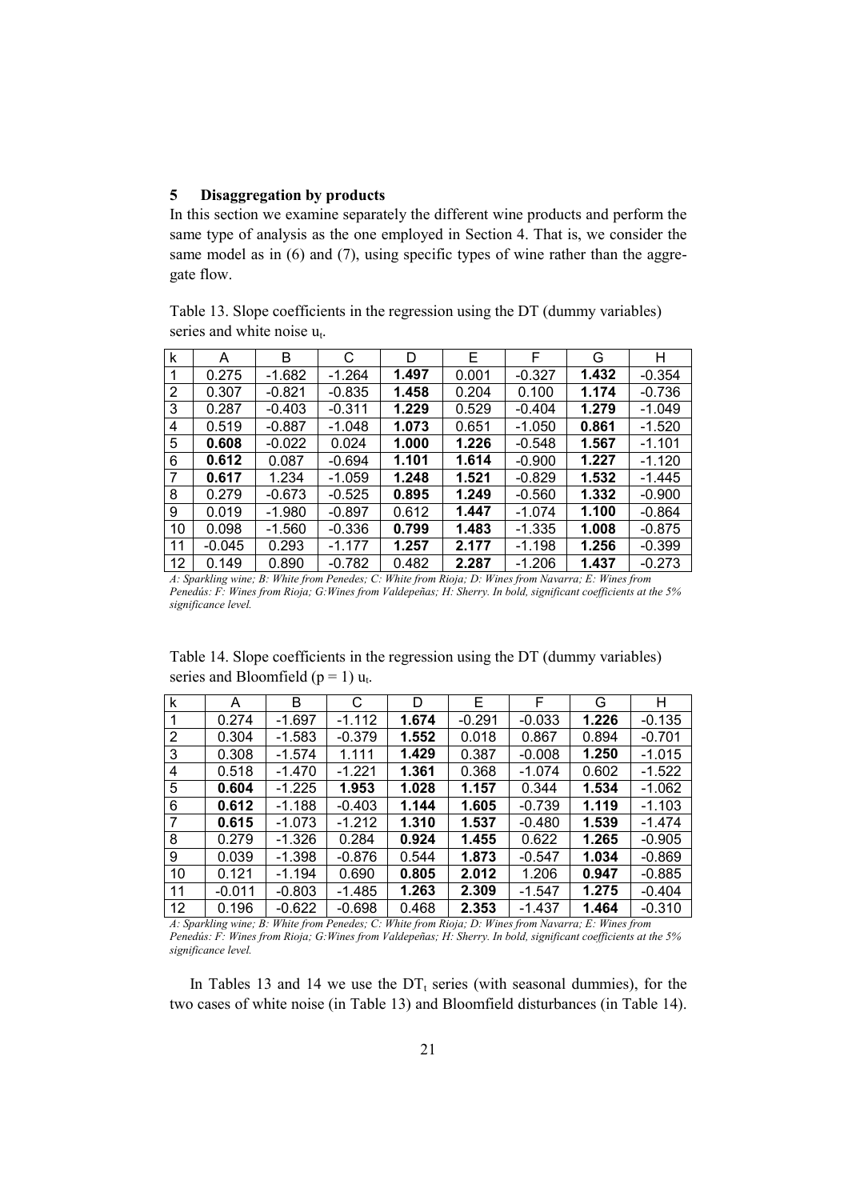## 5 Disaggregation by products

In this section we examine separately the different wine products and perform the same type of analysis as the one employed in Section 4. That is, we consider the same model as in (6) and (7), using specific types of wine rather than the aggregate flow.

Table 13. Slope coefficients in the regression using the DT (dummy variables) series and white noise $u_t$.

| k | A | B | C | D | E | F | G | H |
|---|---|---|---|---|---|---|---|---|
| 1 | 0.275 | -1.682 | -1.264 | **1.497** | 0.001 | -0.327 | **1.432** | -0.354 |
| 2 | 0.307 | -0.821 | -0.835 | **1.458** | 0.204 | 0.100 | **1.174** | -0.736 |
| 3 | 0.287 | -0.403 | -0.311 | **1.229** | 0.529 | -0.404 | **1.279** | -1.049 |
| 4 | 0.519 | -0.887 | -1.048 | **1.073** | 0.651 | -1.050 | **0.861** | -1.520 |
| 5 | **0.608** | -0.022 | 0.024 | **1.000** | **1.226** | -0.548 | **1.567** | -1.101 |
| 6 | **0.612** | 0.087 | -0.694 | **1.101** | **1.614** | -0.900 | **1.227** | -1.120 |
| 7 | **0.617** | 1.234 | -1.059 | **1.248** | **1.521** | -0.829 | **1.532** | -1.445 |
| 8 | 0.279 | -0.673 | -0.525 | **0.895** | **1.249** | -0.560 | **1.332** | -0.900 |
| 9 | 0.019 | -1.980 | -0.897 | 0.612 | **1.447** | -1.074 | **1.100** | -0.864 |
| 10 | 0.098 | -1.560 | -0.336 | **0.799** | **1.483** | -1.335 | **1.008** | -0.875 |
| 11 | -0.045 | 0.293 | -1.177 | **1.257** | **2.177** | -1.198 | **1.256** | -0.399 |
| 12 | 0.149 | 0.890 | -0.782 | 0.482 | **2.287** | -1.206 | **1.437** | -0.273 |

*A: Sparkling wine; B: White from Penedes; C: White from Rioja; D: Wines from Navarra; E: Wines from Penedús: F: Wines from Rioja; G:Wines from Valdepeñas; H: Sherry. In bold, significant coefficients at the 5% significance level.*

Table 14. Slope coefficients in the regression using the DT (dummy variables) series and Bloomfield ($p = 1$) $u_t$.

| k | A | B | C | D | E | F | G | H |
|---|---|---|---|---|---|---|---|---|
| 1 | 0.274 | -1.697 | -1.112 | **1.674** | -0.291 | -0.033 | **1.226** | -0.135 |
| 2 | 0.304 | -1.583 | -0.379 | **1.552** | 0.018 | 0.867 | 0.894 | -0.701 |
| 3 | 0.308 | -1.574 | 1.111 | **1.429** | 0.387 | -0.008 | **1.250** | -1.015 |
| 4 | 0.518 | -1.470 | -1.221 | **1.361** | 0.368 | -1.074 | 0.602 | -1.522 |
| 5 | **0.604** | -1.225 | **1.953** | **1.028** | **1.157** | 0.344 | **1.534** | -1.062 |
| 6 | **0.612** | -1.188 | -0.403 | **1.144** | **1.605** | -0.739 | **1.119** | -1.103 |
| 7 | **0.615** | -1.073 | -1.212 | **1.310** | **1.537** | -0.480 | **1.539** | -1.474 |
| 8 | 0.279 | -1.326 | 0.284 | **0.924** | **1.455** | 0.622 | **1.265** | -0.905 |
| 9 | 0.039 | -1.398 | -0.876 | 0.544 | **1.873** | -0.547 | **1.034** | -0.869 |
| 10 | 0.121 | -1.194 | 0.690 | **0.805** | **2.012** | 1.206 | **0.947** | -0.885 |
| 11 | -0.011 | -0.803 | -1.485 | **1.263** | **2.309** | -1.547 | **1.275** | -0.404 |
| 12 | 0.196 | -0.622 | -0.698 | 0.468 | **2.353** | -1.437 | **1.464** | -0.310 |

*A: Sparkling wine; B: White from Penedes; C: White from Rioja; D: Wines from Navarra; E: Wines from Penedús: F: Wines from Rioja; G:Wines from Valdepeñas; H: Sherry. In bold, significant coefficients at the 5% significance level.*

In Tables 13 and 14 we use the $DT_t$ series (with seasonal dummies), for the two cases of white noise (in Table 13) and Bloomfield disturbances (in Table 14).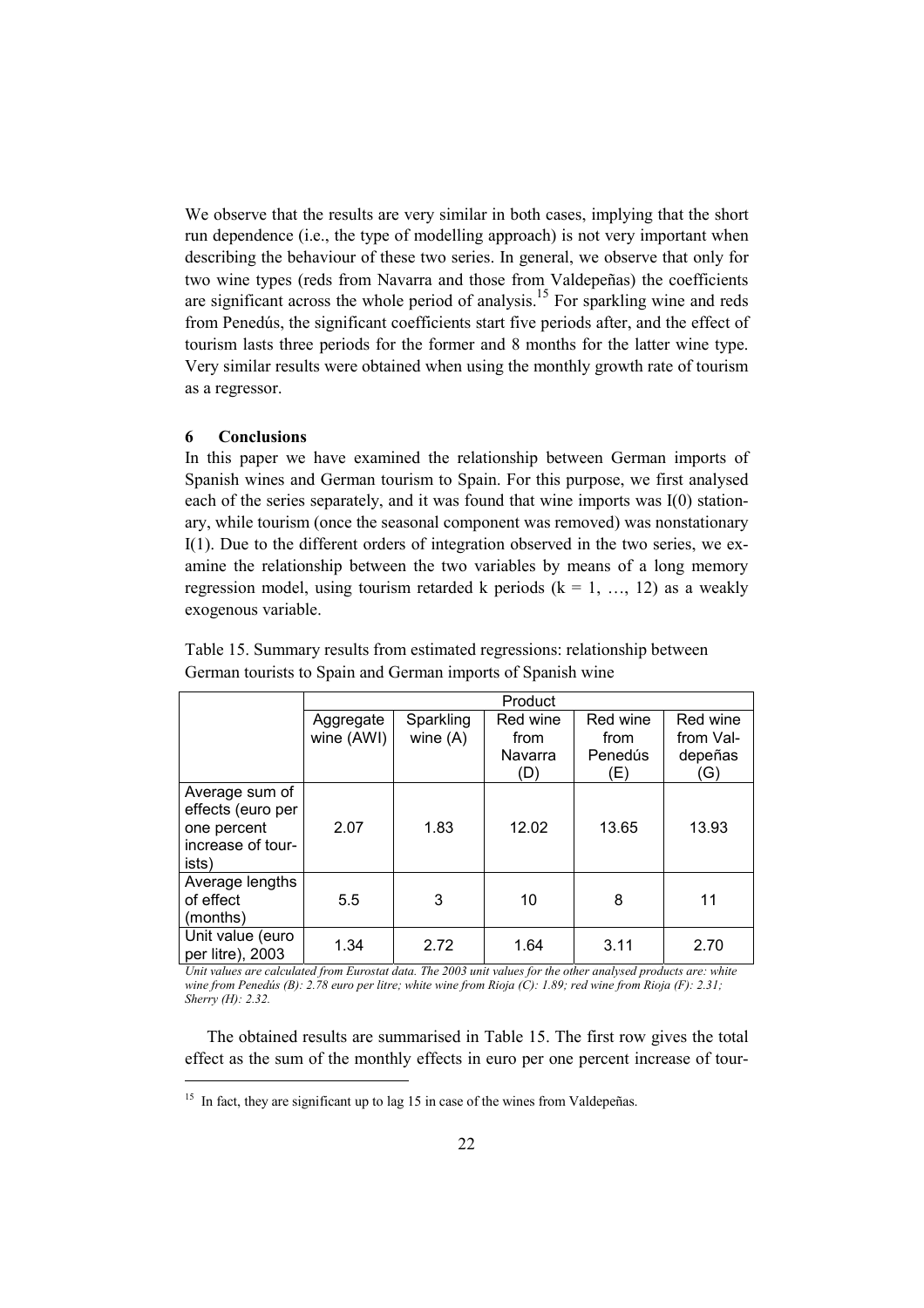We observe that the results are very similar in both cases, implying that the short run dependence (i.e., the type of modelling approach) is not very important when describing the behaviour of these two series. In general, we observe that only for two wine types (reds from Navarra and those from Valdepeñas) the coefficients are significant across the whole period of analysis.[15] For sparkling wine and reds from Penedús, the significant coefficients start five periods after, and the effect of tourism lasts three periods for the former and 8 months for the latter wine type. Very similar results were obtained when using the monthly growth rate of tourism as a regressor.

## 6 Conclusions

In this paper we have examined the relationship between German imports of Spanish wines and German tourism to Spain. For this purpose, we first analysed each of the series separately, and it was found that wine imports was I(0) stationary, while tourism (once the seasonal component was removed) was nonstationary I(1). Due to the different orders of integration observed in the two series, we examine the relationship between the two variables by means of a long memory regression model, using tourism retarded k periods ($k = 1, \ldots, 12$) as a weakly exogenous variable.

Table 15. Summary results from estimated regressions: relationship between German tourists to Spain and German imports of Spanish wine

| | Product | | | | |
|---|---|---|---|---|---|
| | Aggregate wine (AWI) | Sparkling wine (A) | Red wine from Navarra (D) | Red wine from Penedús (E) | Red wine from Valdepeñas (G) |
| Average sum of effects (euro per one percent increase of tourists) | 2.07 | 1.83 | 12.02 | 13.65 | 13.93 |
| Average lengths of effect (months) | 5.5 | 3 | 10 | 8 | 11 |
| Unit value (euro per litre), 2003 | 1.34 | 2.72 | 1.64 | 3.11 | 2.70 |

*Unit values are calculated from Eurostat data. The 2003 unit values for the other analysed products are: white wine from Penedús (B): 2.78 euro per litre; white wine from Rioja (C): 1.89; red wine from Rioja (F): 2.31; Sherry (H): 2.32.*

The obtained results are summarised in Table 15. The first row gives the total effect as the sum of the monthly effects in euro per one percent increase of tour-

[15] In fact, they are significant up to lag 15 in case of the wines from Valdepeñas.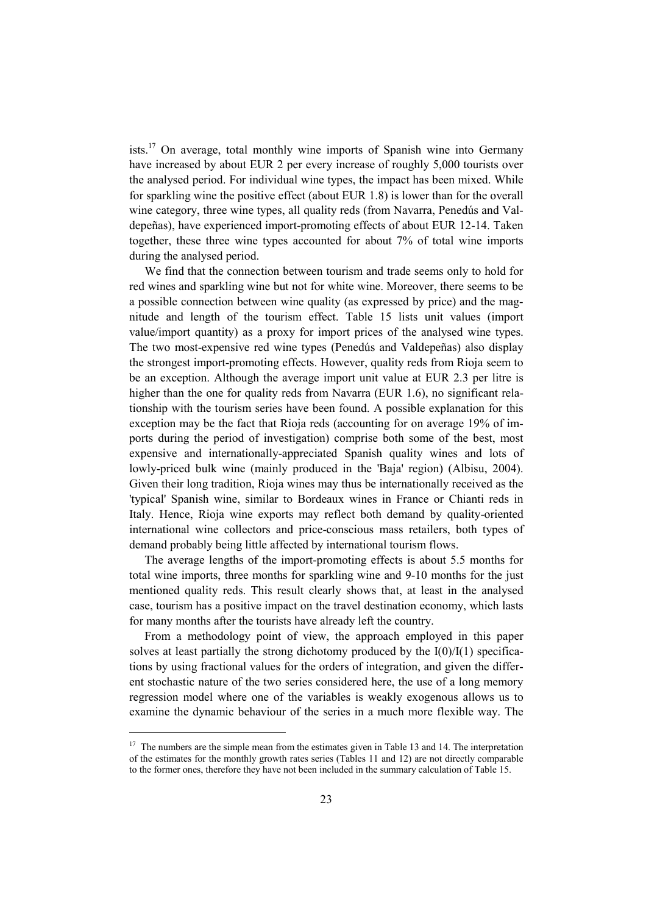ists.[17] On average, total monthly wine imports of Spanish wine into Germany have increased by about EUR 2 per every increase of roughly 5,000 tourists over the analysed period. For individual wine types, the impact has been mixed. While for sparkling wine the positive effect (about EUR 1.8) is lower than for the overall wine category, three wine types, all quality reds (from Navarra, Penedús and Valdepeñas), have experienced import-promoting effects of about EUR 12-14. Taken together, these three wine types accounted for about 7% of total wine imports during the analysed period.

We find that the connection between tourism and trade seems only to hold for red wines and sparkling wine but not for white wine. Moreover, there seems to be a possible connection between wine quality (as expressed by price) and the magnitude and length of the tourism effect. Table 15 lists unit values (import value/import quantity) as a proxy for import prices of the analysed wine types. The two most-expensive red wine types (Penedús and Valdepeñas) also display the strongest import-promoting effects. However, quality reds from Rioja seem to be an exception. Although the average import unit value at EUR 2.3 per litre is higher than the one for quality reds from Navarra (EUR 1.6), no significant relationship with the tourism series have been found. A possible explanation for this exception may be the fact that Rioja reds (accounting for on average 19% of imports during the period of investigation) comprise both some of the best, most expensive and internationally-appreciated Spanish quality wines and lots of lowly-priced bulk wine (mainly produced in the 'Baja' region) (Albisu, 2004). Given their long tradition, Rioja wines may thus be internationally received as the 'typical' Spanish wine, similar to Bordeaux wines in France or Chianti reds in Italy. Hence, Rioja wine exports may reflect both demand by quality-oriented international wine collectors and price-conscious mass retailers, both types of demand probably being little affected by international tourism flows.

The average lengths of the import-promoting effects is about 5.5 months for total wine imports, three months for sparkling wine and 9-10 months for the just mentioned quality reds. This result clearly shows that, at least in the analysed case, tourism has a positive impact on the travel destination economy, which lasts for many months after the tourists have already left the country.

From a methodology point of view, the approach employed in this paper solves at least partially the strong dichotomy produced by the I(0)/I(1) specifications by using fractional values for the orders of integration, and given the different stochastic nature of the two series considered here, the use of a long memory regression model where one of the variables is weakly exogenous allows us to examine the dynamic behaviour of the series in a much more flexible way. The

[17] The numbers are the simple mean from the estimates given in Table 13 and 14. The interpretation of the estimates for the monthly growth rates series (Tables 11 and 12) are not directly comparable to the former ones, therefore they have not been included in the summary calculation of Table 15.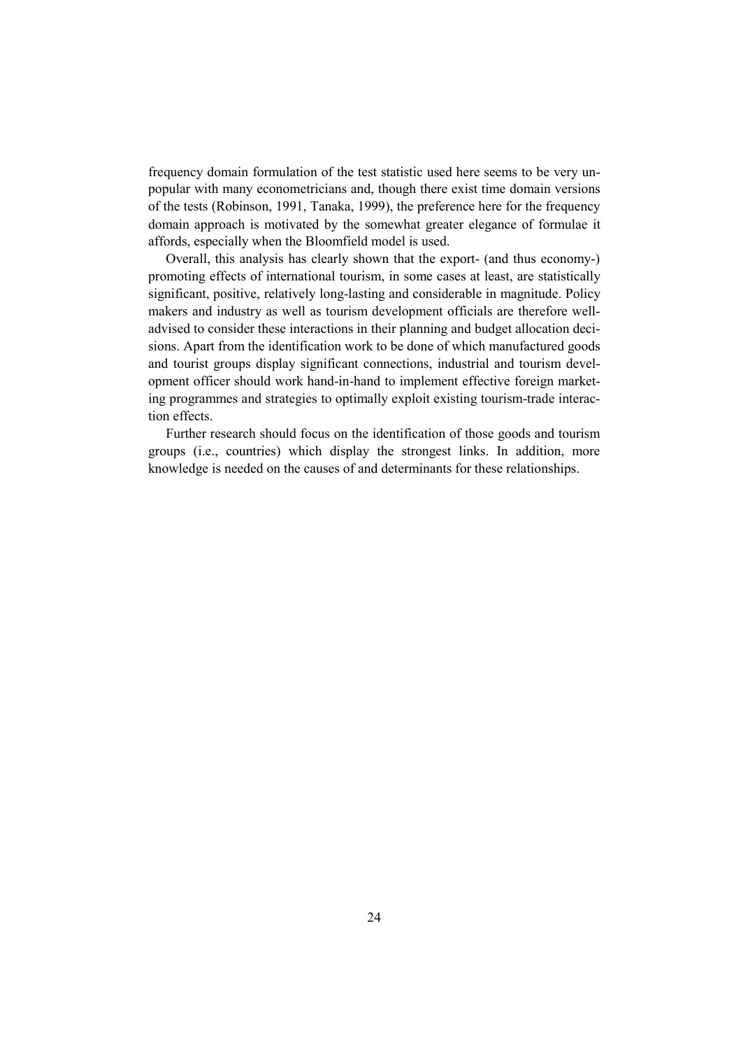frequency domain formulation of the test statistic used here seems to be very unpopular with many econometricians and, though there exist time domain versions of the tests (Robinson, 1991, Tanaka, 1999), the preference here for the frequency domain approach is motivated by the somewhat greater elegance of formulae it affords, especially when the Bloomfield model is used.

Overall, this analysis has clearly shown that the export- (and thus economy-) promoting effects of international tourism, in some cases at least, are statistically significant, positive, relatively long-lasting and considerable in magnitude. Policy makers and industry as well as tourism development officials are therefore well-advised to consider these interactions in their planning and budget allocation decisions. Apart from the identification work to be done of which manufactured goods and tourist groups display significant connections, industrial and tourism development officer should work hand-in-hand to implement effective foreign marketing programmes and strategies to optimally exploit existing tourism-trade interaction effects.

Further research should focus on the identification of those goods and tourism groups (i.e., countries) which display the strongest links. In addition, more knowledge is needed on the causes of and determinants for these relationships.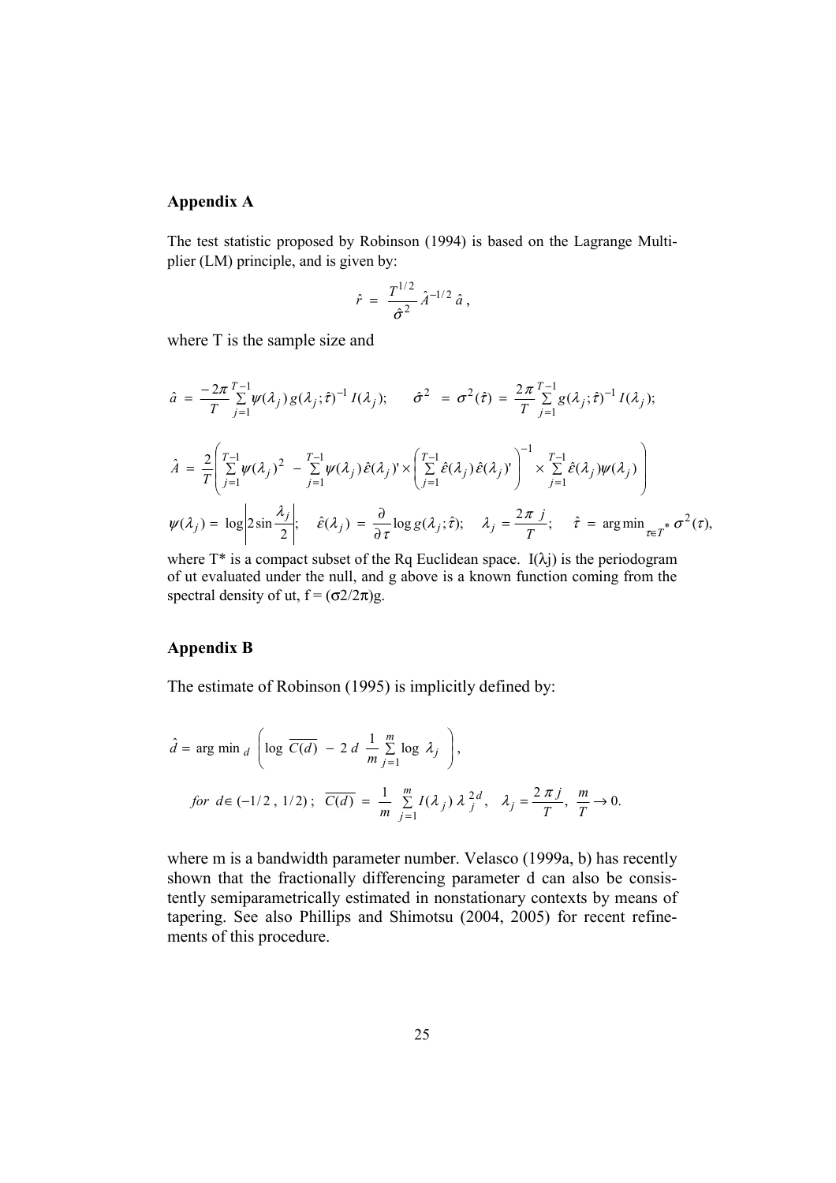## Appendix A

The test statistic proposed by Robinson (1994) is based on the Lagrange Multiplier (LM) principle, and is given by:

$$\hat{r} = \frac{T^{1/2}}{\hat{\sigma}^2} \hat{A}^{-1/2} \hat{a},$$

where T is the sample size and

$$\hat{a} = \frac{-2\pi}{T} \sum_{j=1}^{T-1} \psi(\lambda_j) g(\lambda_j; \hat{\tau})^{-1} I(\lambda_j); \qquad \hat{\sigma}^2 = \sigma^2(\hat{\tau}) = \frac{2\pi}{T} \sum_{j=1}^{T-1} g(\lambda_j; \hat{\tau})^{-1} I(\lambda_j);$$

$$\hat{A} = \frac{2}{T} \left( \sum_{j=1}^{T-1} \psi(\lambda_j)^2 - \sum_{j=1}^{T-1} \psi(\lambda_j) \hat{\varepsilon}(\lambda_j)' \times \left( \sum_{j=1}^{T-1} \hat{\varepsilon}(\lambda_j) \hat{\varepsilon}(\lambda_j)' \right)^{-1} \times \sum_{j=1}^{T-1} \hat{\varepsilon}(\lambda_j) \psi(\lambda_j) \right)$$

$$\psi(\lambda_j) = \log \left| 2 \sin \frac{\lambda_j}{2} \right|; \quad \hat{\varepsilon}(\lambda_j) = \frac{\partial}{\partial \tau} \log g(\lambda_j; \hat{\tau}); \quad \lambda_j = \frac{2\pi j}{T}; \quad \hat{\tau} = \arg\min_{\tau \in T^*} \sigma^2(\tau),$$

where T* is a compact subset of the Rq Euclidean space. I(λj) is the periodogram of ut evaluated under the null, and g above is a known function coming from the spectral density of ut, f = (σ2/2π)g.

## Appendix B

The estimate of Robinson (1995) is implicitly defined by:

$$\hat{d} = \arg\min_d \left( \log \overline{C(d)} - 2d \frac{1}{m} \sum_{j=1}^{m} \log \lambda_j \right),$$

$$for \ d \in (-1/2, 1/2); \ \overline{C(d)} = \frac{1}{m} \sum_{j=1}^{m} I(\lambda_j) \lambda_j^{2d}, \quad \lambda_j = \frac{2\pi j}{T}, \ \frac{m}{T} \to 0.$$

where m is a bandwidth parameter number. Velasco (1999a, b) has recently shown that the fractionally differencing parameter d can also be consistently semiparametrically estimated in nonstationary contexts by means of tapering. See also Phillips and Shimotsu (2004, 2005) for recent refinements of this procedure.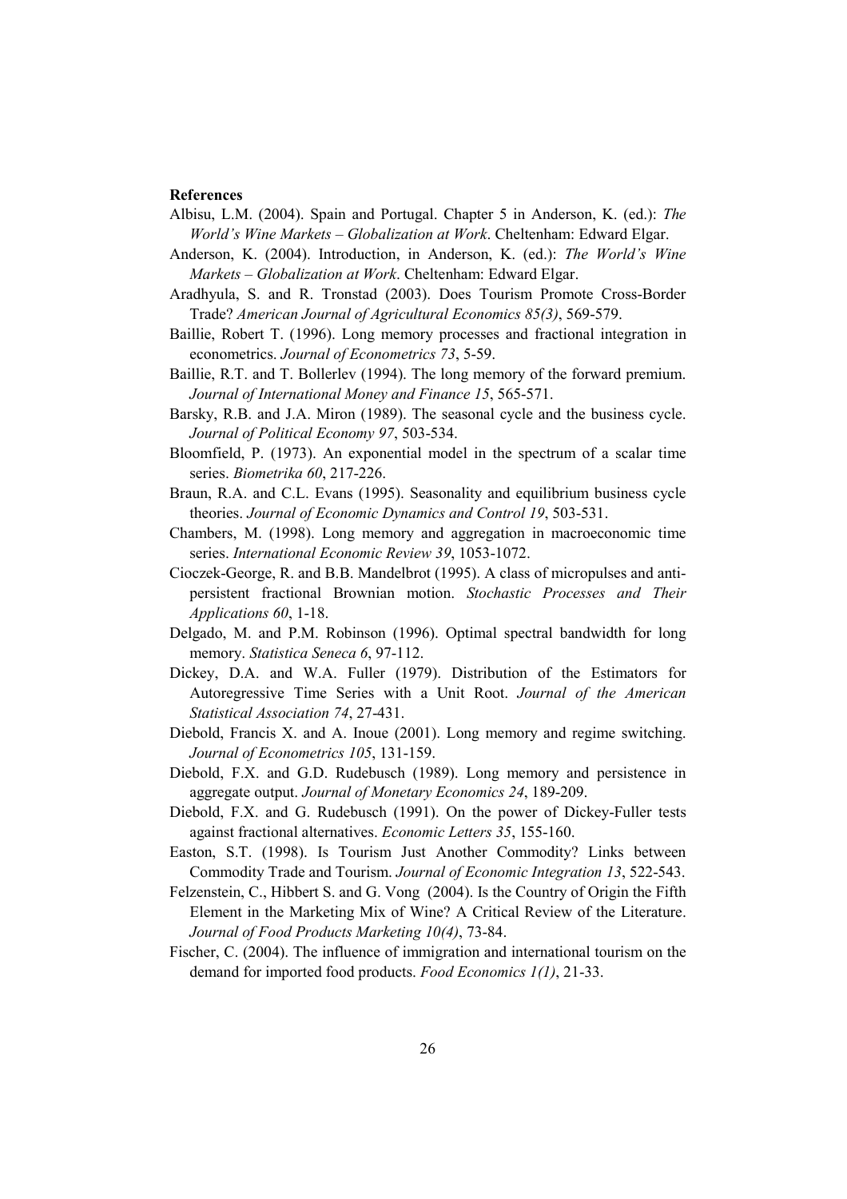**References**

Albisu, L.M. (2004). Spain and Portugal. Chapter 5 in Anderson, K. (ed.): *The World's Wine Markets – Globalization at Work*. Cheltenham: Edward Elgar.

Anderson, K. (2004). Introduction, in Anderson, K. (ed.): *The World's Wine Markets – Globalization at Work*. Cheltenham: Edward Elgar.

Aradhyula, S. and R. Tronstad (2003). Does Tourism Promote Cross-Border Trade? *American Journal of Agricultural Economics 85(3)*, 569-579.

Baillie, Robert T. (1996). Long memory processes and fractional integration in econometrics. *Journal of Econometrics 73*, 5-59.

Baillie, R.T. and T. Bollerlev (1994). The long memory of the forward premium. *Journal of International Money and Finance 15*, 565-571.

Barsky, R.B. and J.A. Miron (1989). The seasonal cycle and the business cycle. *Journal of Political Economy 97*, 503-534.

Bloomfield, P. (1973). An exponential model in the spectrum of a scalar time series. *Biometrika 60*, 217-226.

Braun, R.A. and C.L. Evans (1995). Seasonality and equilibrium business cycle theories. *Journal of Economic Dynamics and Control 19*, 503-531.

Chambers, M. (1998). Long memory and aggregation in macroeconomic time series. *International Economic Review 39*, 1053-1072.

Cioczek-George, R. and B.B. Mandelbrot (1995). A class of micropulses and antipersistent fractional Brownian motion. *Stochastic Processes and Their Applications 60*, 1-18.

Delgado, M. and P.M. Robinson (1996). Optimal spectral bandwidth for long memory. *Statistica Seneca 6*, 97-112.

Dickey, D.A. and W.A. Fuller (1979). Distribution of the Estimators for Autoregressive Time Series with a Unit Root. *Journal of the American Statistical Association 74*, 27-431.

Diebold, Francis X. and A. Inoue (2001). Long memory and regime switching. *Journal of Econometrics 105*, 131-159.

Diebold, F.X. and G.D. Rudebusch (1989). Long memory and persistence in aggregate output. *Journal of Monetary Economics 24*, 189-209.

Diebold, F.X. and G. Rudebusch (1991). On the power of Dickey-Fuller tests against fractional alternatives. *Economic Letters 35*, 155-160.

Easton, S.T. (1998). Is Tourism Just Another Commodity? Links between Commodity Trade and Tourism. *Journal of Economic Integration 13*, 522-543.

Felzenstein, C., Hibbert S. and G. Vong (2004). Is the Country of Origin the Fifth Element in the Marketing Mix of Wine? A Critical Review of the Literature. *Journal of Food Products Marketing 10(4)*, 73-84.

Fischer, C. (2004). The influence of immigration and international tourism on the demand for imported food products. *Food Economics 1(1)*, 21-33.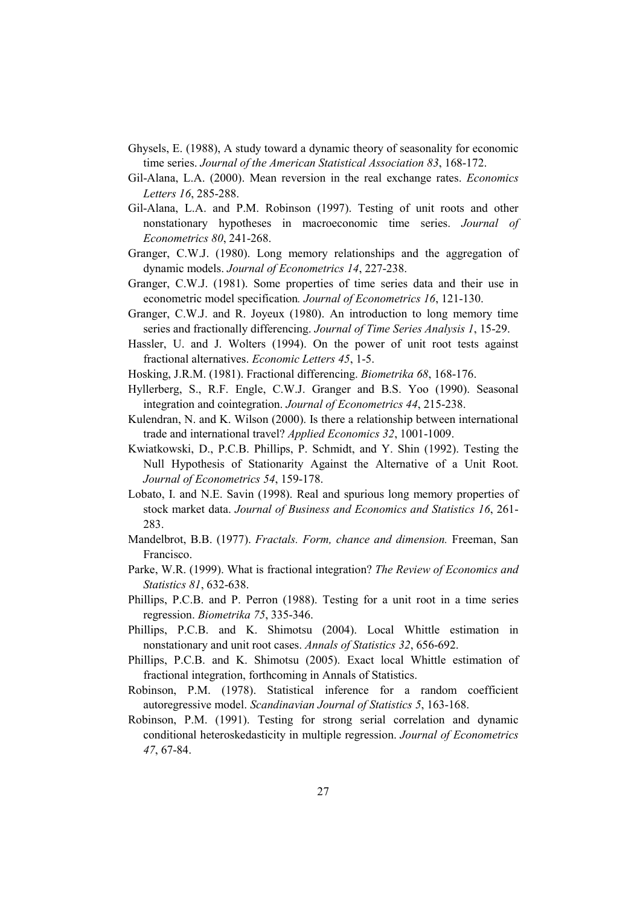Ghysels, E. (1988), A study toward a dynamic theory of seasonality for economic time series. *Journal of the American Statistical Association 83*, 168-172.

Gil-Alana, L.A. (2000). Mean reversion in the real exchange rates. *Economics Letters 16*, 285-288.

Gil-Alana, L.A. and P.M. Robinson (1997). Testing of unit roots and other nonstationary hypotheses in macroeconomic time series. *Journal of Econometrics 80*, 241-268.

Granger, C.W.J. (1980). Long memory relationships and the aggregation of dynamic models. *Journal of Econometrics 14*, 227-238.

Granger, C.W.J. (1981). Some properties of time series data and their use in econometric model specification*. Journal of Econometrics 16*, 121-130.

Granger, C.W.J. and R. Joyeux (1980). An introduction to long memory time series and fractionally differencing. *Journal of Time Series Analysis 1*, 15-29.

Hassler, U. and J. Wolters (1994). On the power of unit root tests against fractional alternatives. *Economic Letters 45*, 1-5.

Hosking, J.R.M. (1981). Fractional differencing. *Biometrika 68*, 168-176.

Hyllerberg, S., R.F. Engle, C.W.J. Granger and B.S. Yoo (1990). Seasonal integration and cointegration. *Journal of Econometrics 44*, 215-238.

Kulendran, N. and K. Wilson (2000). Is there a relationship between international trade and international travel? *Applied Economics 32*, 1001-1009.

Kwiatkowski, D., P.C.B. Phillips, P. Schmidt, and Y. Shin (1992). Testing the Null Hypothesis of Stationarity Against the Alternative of a Unit Root. *Journal of Econometrics 54*, 159-178.

Lobato, I. and N.E. Savin (1998). Real and spurious long memory properties of stock market data. *Journal of Business and Economics and Statistics 16*, 261-283.

Mandelbrot, B.B. (1977). *Fractals. Form, chance and dimension.* Freeman, San Francisco.

Parke, W.R. (1999). What is fractional integration? *The Review of Economics and Statistics 81*, 632-638.

Phillips, P.C.B. and P. Perron (1988). Testing for a unit root in a time series regression. *Biometrika 75*, 335-346.

Phillips, P.C.B. and K. Shimotsu (2004). Local Whittle estimation in nonstationary and unit root cases. *Annals of Statistics 32*, 656-692.

Phillips, P.C.B. and K. Shimotsu (2005). Exact local Whittle estimation of fractional integration, forthcoming in Annals of Statistics.

Robinson, P.M. (1978). Statistical inference for a random coefficient autoregressive model. *Scandinavian Journal of Statistics 5*, 163-168.

Robinson, P.M. (1991). Testing for strong serial correlation and dynamic conditional heteroskedasticity in multiple regression. *Journal of Econometrics 47*, 67-84.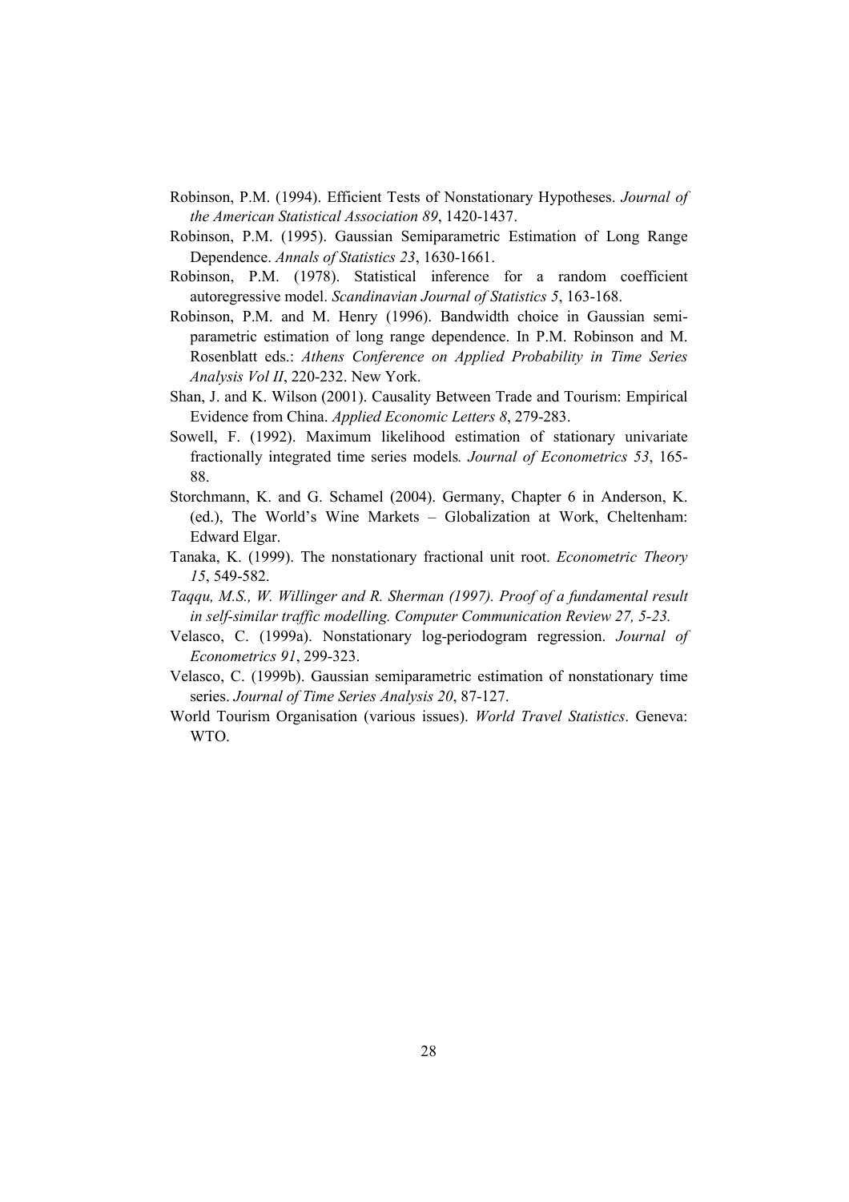Robinson, P.M. (1994). Efficient Tests of Nonstationary Hypotheses. *Journal of the American Statistical Association 89*, 1420-1437.

Robinson, P.M. (1995). Gaussian Semiparametric Estimation of Long Range Dependence. *Annals of Statistics 23*, 1630-1661.

Robinson, P.M. (1978). Statistical inference for a random coefficient autoregressive model. *Scandinavian Journal of Statistics 5*, 163-168.

Robinson, P.M. and M. Henry (1996). Bandwidth choice in Gaussian semi-parametric estimation of long range dependence. In P.M. Robinson and M. Rosenblatt eds.: *Athens Conference on Applied Probability in Time Series Analysis Vol II*, 220-232. New York.

Shan, J. and K. Wilson (2001). Causality Between Trade and Tourism: Empirical Evidence from China. *Applied Economic Letters 8*, 279-283.

Sowell, F. (1992). Maximum likelihood estimation of stationary univariate fractionally integrated time series models*. Journal of Econometrics 53*, 165-88.

Storchmann, K. and G. Schamel (2004). Germany, Chapter 6 in Anderson, K. (ed.), The World's Wine Markets – Globalization at Work, Cheltenham: Edward Elgar.

Tanaka, K. (1999). The nonstationary fractional unit root. *Econometric Theory 15*, 549-582.

*Taqqu, M.S., W. Willinger and R. Sherman (1997). Proof of a fundamental result in self-similar traffic modelling. Computer Communication Review 27, 5-23.*

Velasco, C. (1999a). Nonstationary log-periodogram regression. *Journal of Econometrics 91*, 299-323.

Velasco, C. (1999b). Gaussian semiparametric estimation of nonstationary time series. *Journal of Time Series Analysis 20*, 87-127.

World Tourism Organisation (various issues). *World Travel Statistics*. Geneva: WTO.